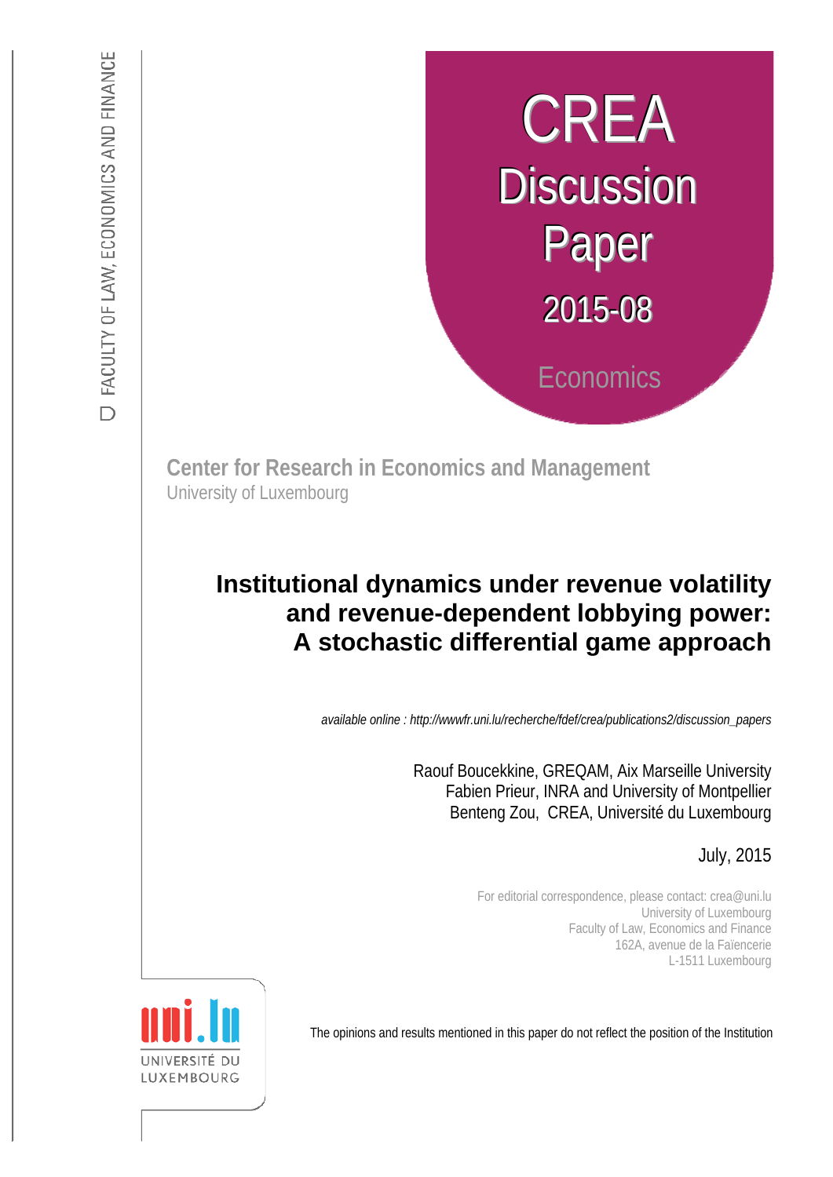FACULTY OF LAW, ECONOMICS AND FINANCE

CREA

Discussion Paper

2015-08

Economics

**Center for Research in Economics and Management**
University of Luxembourg

# Institutional dynamics under revenue volatility and revenue-dependent lobbying power: A stochastic differential game approach

*available online : http://wwwfr.uni.lu/recherche/fdef/crea/publications2/discussion_papers*

Raouf Boucekkine, GREQAM, Aix Marseille University
Fabien Prieur, INRA and University of Montpellier
Benteng Zou, CREA, Université du Luxembourg

July, 2015

For editorial correspondence, please contact: crea@uni.lu
University of Luxembourg
Faculty of Law, Economics and Finance
162A, avenue de la Faïencerie
L-1511 Luxembourg

UNIVERSITÉ DU LUXEMBOURG

The opinions and results mentioned in this paper do not reflect the position of the Institution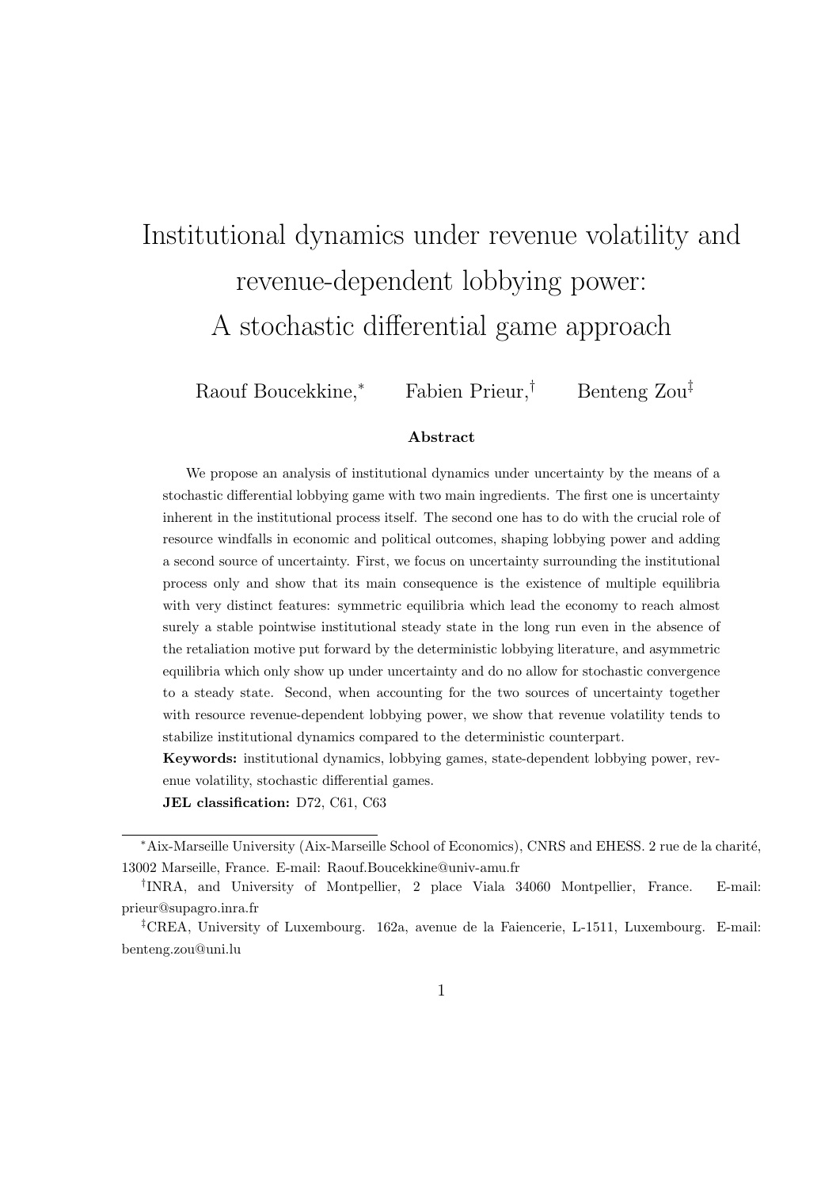# Institutional dynamics under revenue volatility and revenue-dependent lobbying power: A stochastic differential game approach

Raouf Boucekkine,[*] Fabien Prieur,[†] Benteng Zou[‡]

### Abstract

We propose an analysis of institutional dynamics under uncertainty by the means of a stochastic differential lobbying game with two main ingredients. The first one is uncertainty inherent in the institutional process itself. The second one has to do with the crucial role of resource windfalls in economic and political outcomes, shaping lobbying power and adding a second source of uncertainty. First, we focus on uncertainty surrounding the institutional process only and show that its main consequence is the existence of multiple equilibria with very distinct features: symmetric equilibria which lead the economy to reach almost surely a stable pointwise institutional steady state in the long run even in the absence of the retaliation motive put forward by the deterministic lobbying literature, and asymmetric equilibria which only show up under uncertainty and do no allow for stochastic convergence to a steady state. Second, when accounting for the two sources of uncertainty together with resource revenue-dependent lobbying power, we show that revenue volatility tends to stabilize institutional dynamics compared to the deterministic counterpart.

**Keywords:** institutional dynamics, lobbying games, state-dependent lobbying power, revenue volatility, stochastic differential games.

**JEL classification:** D72, C61, C63

---

[*] Aix-Marseille University (Aix-Marseille School of Economics), CNRS and EHESS. 2 rue de la charité, 13002 Marseille, France. E-mail: Raouf.Boucekkine@univ-amu.fr

[†] INRA, and University of Montpellier, 2 place Viala 34060 Montpellier, France. E-mail: prieur@supagro.inra.fr

[‡] CREA, University of Luxembourg. 162a, avenue de la Faiencerie, L-1511, Luxembourg. E-mail: benteng.zou@uni.lu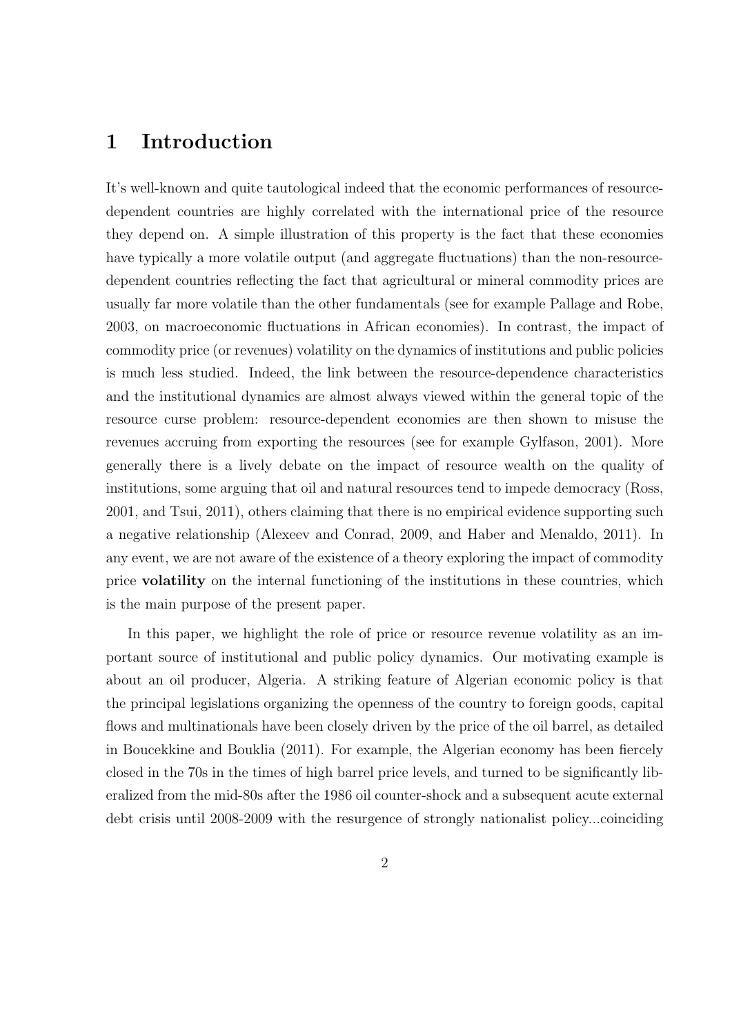# 1 Introduction

It's well-known and quite tautological indeed that the economic performances of resource-dependent countries are highly correlated with the international price of the resource they depend on. A simple illustration of this property is the fact that these economies have typically a more volatile output (and aggregate fluctuations) than the non-resource-dependent countries reflecting the fact that agricultural or mineral commodity prices are usually far more volatile than the other fundamentals (see for example Pallage and Robe, 2003, on macroeconomic fluctuations in African economies). In contrast, the impact of commodity price (or revenues) volatility on the dynamics of institutions and public policies is much less studied. Indeed, the link between the resource-dependence characteristics and the institutional dynamics are almost always viewed within the general topic of the resource curse problem: resource-dependent economies are then shown to misuse the revenues accruing from exporting the resources (see for example Gylfason, 2001). More generally there is a lively debate on the impact of resource wealth on the quality of institutions, some arguing that oil and natural resources tend to impede democracy (Ross, 2001, and Tsui, 2011), others claiming that there is no empirical evidence supporting such a negative relationship (Alexeev and Conrad, 2009, and Haber and Menaldo, 2011). In any event, we are not aware of the existence of a theory exploring the impact of commodity price **volatility** on the internal functioning of the institutions in these countries, which is the main purpose of the present paper.

In this paper, we highlight the role of price or resource revenue volatility as an important source of institutional and public policy dynamics. Our motivating example is about an oil producer, Algeria. A striking feature of Algerian economic policy is that the principal legislations organizing the openness of the country to foreign goods, capital flows and multinationals have been closely driven by the price of the oil barrel, as detailed in Boucekkine and Bouklia (2011). For example, the Algerian economy has been fiercely closed in the 70s in the times of high barrel price levels, and turned to be significantly liberalized from the mid-80s after the 1986 oil counter-shock and a subsequent acute external debt crisis until 2008-2009 with the resurgence of strongly nationalist policy...coinciding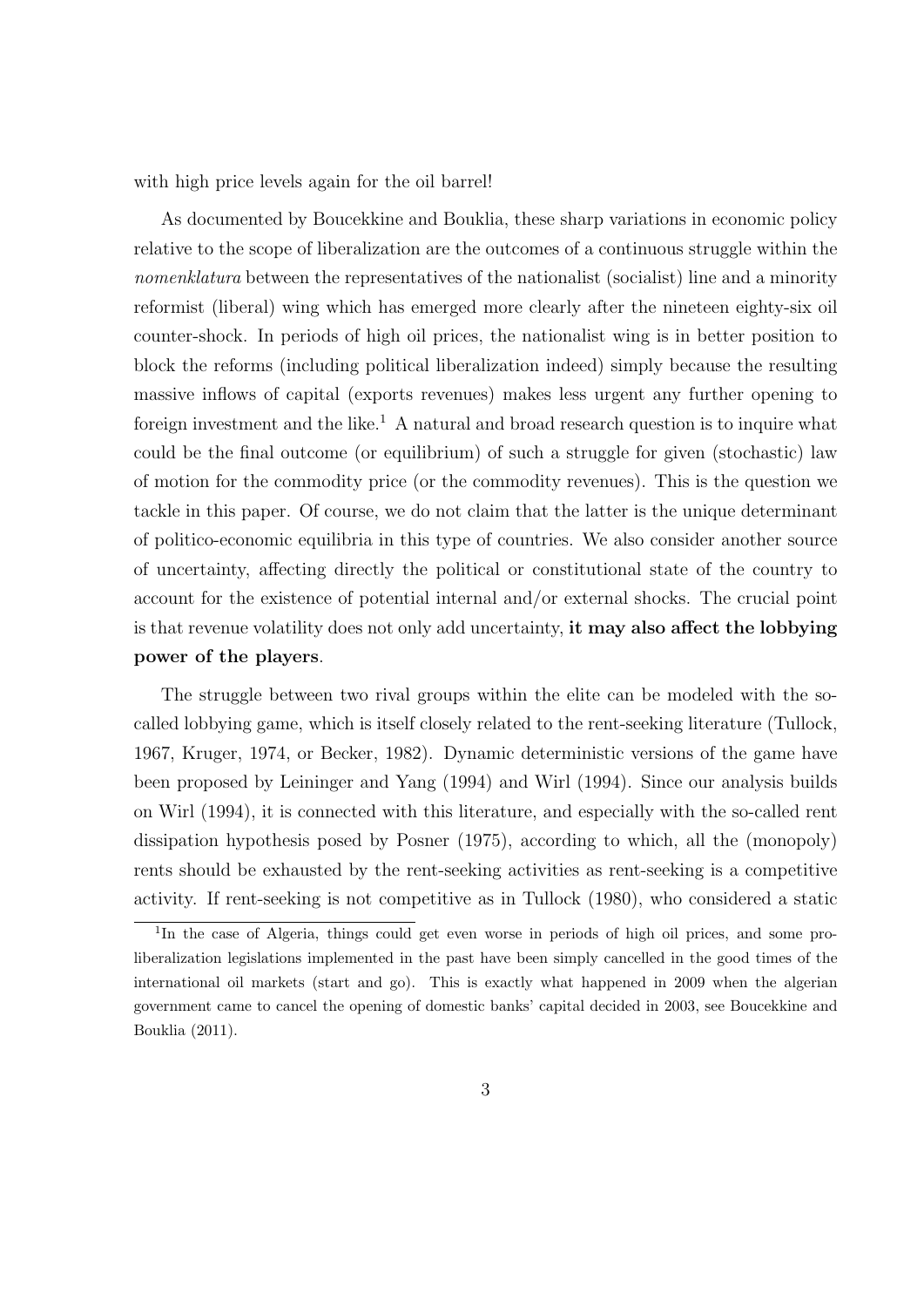with high price levels again for the oil barrel!

As documented by Boucekkine and Bouklia, these sharp variations in economic policy relative to the scope of liberalization are the outcomes of a continuous struggle within the *nomenklatura* between the representatives of the nationalist (socialist) line and a minority reformist (liberal) wing which has emerged more clearly after the nineteen eighty-six oil counter-shock. In periods of high oil prices, the nationalist wing is in better position to block the reforms (including political liberalization indeed) simply because the resulting massive inflows of capital (exports revenues) makes less urgent any further opening to foreign investment and the like.[1] A natural and broad research question is to inquire what could be the final outcome (or equilibrium) of such a struggle for given (stochastic) law of motion for the commodity price (or the commodity revenues). This is the question we tackle in this paper. Of course, we do not claim that the latter is the unique determinant of politico-economic equilibria in this type of countries. We also consider another source of uncertainty, affecting directly the political or constitutional state of the country to account for the existence of potential internal and/or external shocks. The crucial point is that revenue volatility does not only add uncertainty, **it may also affect the lobbying power of the players**.

The struggle between two rival groups within the elite can be modeled with the so-called lobbying game, which is itself closely related to the rent-seeking literature (Tullock, 1967, Kruger, 1974, or Becker, 1982). Dynamic deterministic versions of the game have been proposed by Leininger and Yang (1994) and Wirl (1994). Since our analysis builds on Wirl (1994), it is connected with this literature, and especially with the so-called rent dissipation hypothesis posed by Posner (1975), according to which, all the (monopoly) rents should be exhausted by the rent-seeking activities as rent-seeking is a competitive activity. If rent-seeking is not competitive as in Tullock (1980), who considered a static

[1]In the case of Algeria, things could get even worse in periods of high oil prices, and some pro-liberalization legislations implemented in the past have been simply cancelled in the good times of the international oil markets (start and go). This is exactly what happened in 2009 when the algerian government came to cancel the opening of domestic banks' capital decided in 2003, see Boucekkine and Bouklia (2011).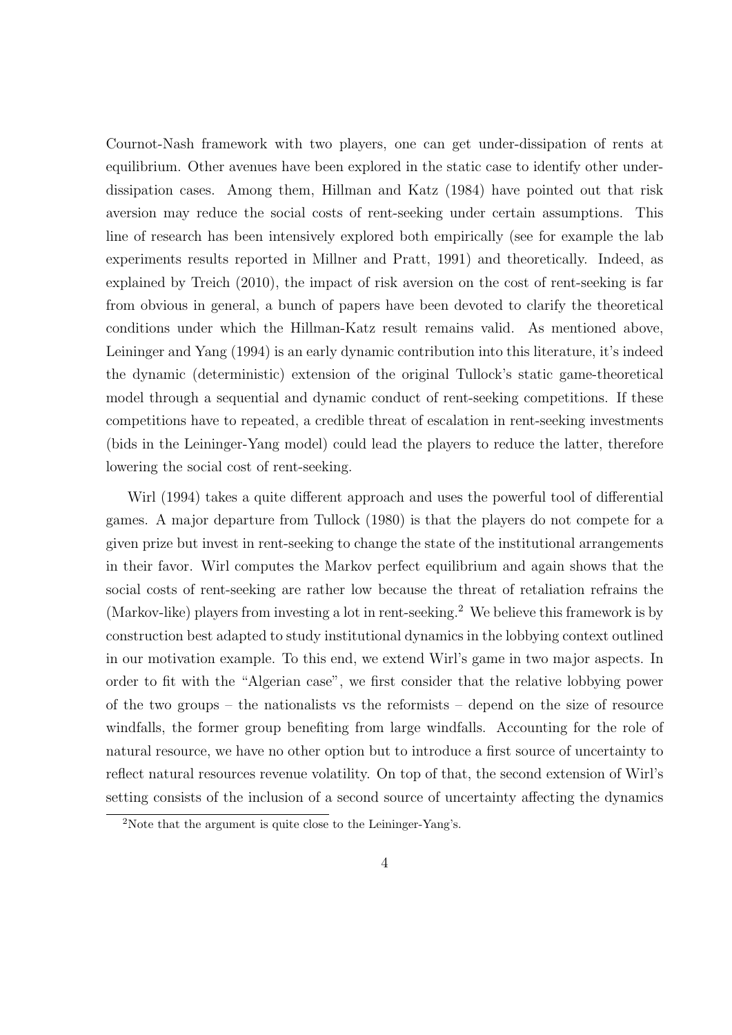Cournot-Nash framework with two players, one can get under-dissipation of rents at equilibrium. Other avenues have been explored in the static case to identify other under-dissipation cases. Among them, Hillman and Katz (1984) have pointed out that risk aversion may reduce the social costs of rent-seeking under certain assumptions. This line of research has been intensively explored both empirically (see for example the lab experiments results reported in Millner and Pratt, 1991) and theoretically. Indeed, as explained by Treich (2010), the impact of risk aversion on the cost of rent-seeking is far from obvious in general, a bunch of papers have been devoted to clarify the theoretical conditions under which the Hillman-Katz result remains valid. As mentioned above, Leininger and Yang (1994) is an early dynamic contribution into this literature, it's indeed the dynamic (deterministic) extension of the original Tullock's static game-theoretical model through a sequential and dynamic conduct of rent-seeking competitions. If these competitions have to repeated, a credible threat of escalation in rent-seeking investments (bids in the Leininger-Yang model) could lead the players to reduce the latter, therefore lowering the social cost of rent-seeking.

Wirl (1994) takes a quite different approach and uses the powerful tool of differential games. A major departure from Tullock (1980) is that the players do not compete for a given prize but invest in rent-seeking to change the state of the institutional arrangements in their favor. Wirl computes the Markov perfect equilibrium and again shows that the social costs of rent-seeking are rather low because the threat of retaliation refrains the (Markov-like) players from investing a lot in rent-seeking.[2] We believe this framework is by construction best adapted to study institutional dynamics in the lobbying context outlined in our motivation example. To this end, we extend Wirl's game in two major aspects. In order to fit with the "Algerian case", we first consider that the relative lobbying power of the two groups – the nationalists vs the reformists – depend on the size of resource windfalls, the former group benefiting from large windfalls. Accounting for the role of natural resource, we have no other option but to introduce a first source of uncertainty to reflect natural resources revenue volatility. On top of that, the second extension of Wirl's setting consists of the inclusion of a second source of uncertainty affecting the dynamics

[2]Note that the argument is quite close to the Leininger-Yang's.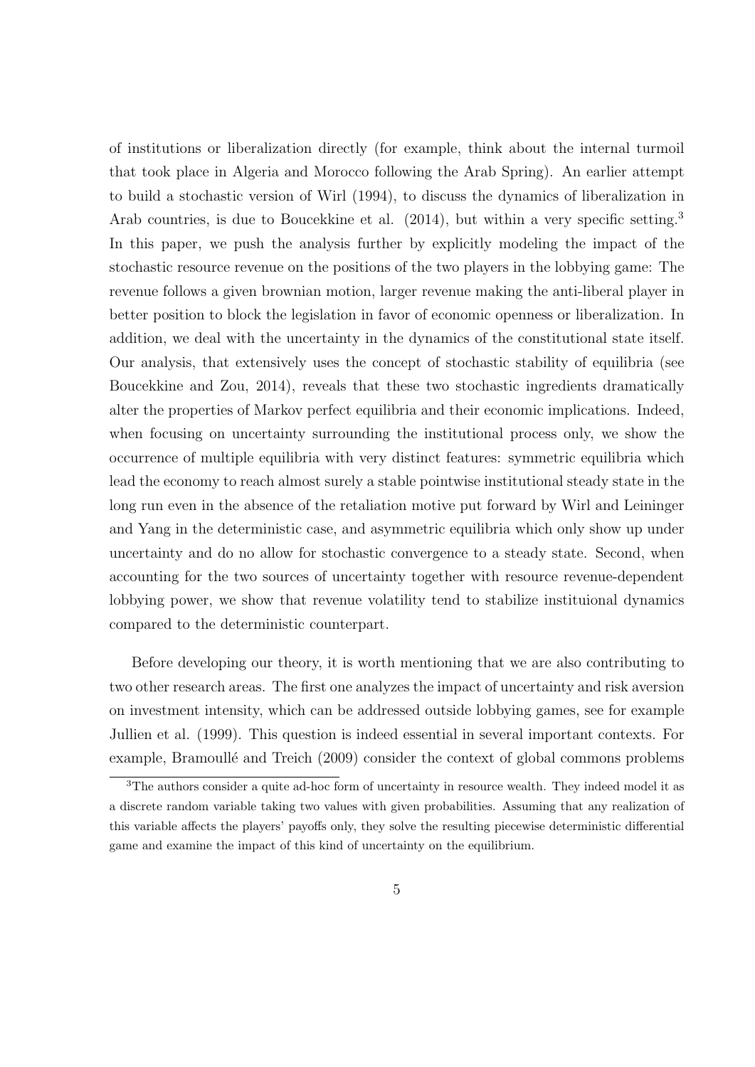of institutions or liberalization directly (for example, think about the internal turmoil that took place in Algeria and Morocco following the Arab Spring). An earlier attempt to build a stochastic version of Wirl (1994), to discuss the dynamics of liberalization in Arab countries, is due to Boucekkine et al. (2014), but within a very specific setting.[3] In this paper, we push the analysis further by explicitly modeling the impact of the stochastic resource revenue on the positions of the two players in the lobbying game: The revenue follows a given brownian motion, larger revenue making the anti-liberal player in better position to block the legislation in favor of economic openness or liberalization. In addition, we deal with the uncertainty in the dynamics of the constitutional state itself. Our analysis, that extensively uses the concept of stochastic stability of equilibria (see Boucekkine and Zou, 2014), reveals that these two stochastic ingredients dramatically alter the properties of Markov perfect equilibria and their economic implications. Indeed, when focusing on uncertainty surrounding the institutional process only, we show the occurrence of multiple equilibria with very distinct features: symmetric equilibria which lead the economy to reach almost surely a stable pointwise institutional steady state in the long run even in the absence of the retaliation motive put forward by Wirl and Leininger and Yang in the deterministic case, and asymmetric equilibria which only show up under uncertainty and do no allow for stochastic convergence to a steady state. Second, when accounting for the two sources of uncertainty together with resource revenue-dependent lobbying power, we show that revenue volatility tend to stabilize instituional dynamics compared to the deterministic counterpart.

Before developing our theory, it is worth mentioning that we are also contributing to two other research areas. The first one analyzes the impact of uncertainty and risk aversion on investment intensity, which can be addressed outside lobbying games, see for example Jullien et al. (1999). This question is indeed essential in several important contexts. For example, Bramoullé and Treich (2009) consider the context of global commons problems

[3] The authors consider a quite ad-hoc form of uncertainty in resource wealth. They indeed model it as a discrete random variable taking two values with given probabilities. Assuming that any realization of this variable affects the players' payoffs only, they solve the resulting piecewise deterministic differential game and examine the impact of this kind of uncertainty on the equilibrium.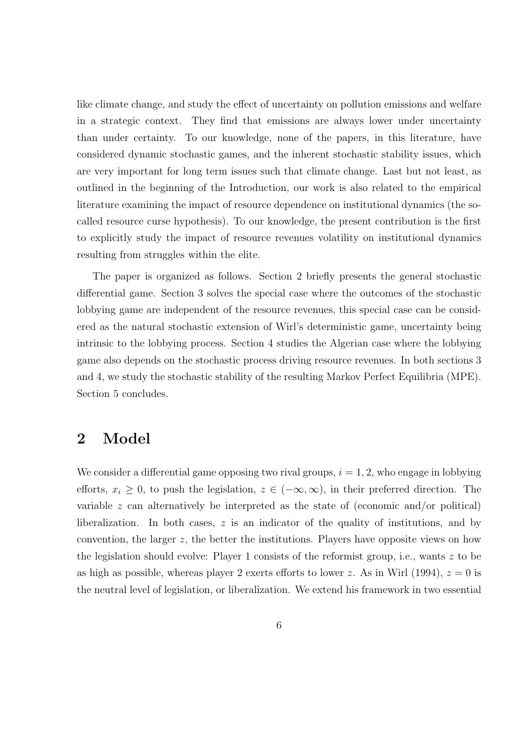like climate change, and study the effect of uncertainty on pollution emissions and welfare in a strategic context. They find that emissions are always lower under uncertainty than under certainty. To our knowledge, none of the papers, in this literature, have considered dynamic stochastic games, and the inherent stochastic stability issues, which are very important for long term issues such that climate change. Last but not least, as outlined in the beginning of the Introduction, our work is also related to the empirical literature examining the impact of resource dependence on institutional dynamics (the so-called resource curse hypothesis). To our knowledge, the present contribution is the first to explicitly study the impact of resource revenues volatility on institutional dynamics resulting from struggles within the elite.

The paper is organized as follows. Section 2 briefly presents the general stochastic differential game. Section 3 solves the special case where the outcomes of the stochastic lobbying game are independent of the resource revenues, this special case can be considered as the natural stochastic extension of Wirl's deterministic game, uncertainty being intrinsic to the lobbying process. Section 4 studies the Algerian case where the lobbying game also depends on the stochastic process driving resource revenues. In both sections 3 and 4, we study the stochastic stability of the resulting Markov Perfect Equilibria (MPE). Section 5 concludes.

## 2 Model

We consider a differential game opposing two rival groups, $i = 1, 2$, who engage in lobbying efforts, $x_i \geq 0$, to push the legislation, $z \in (-\infty, \infty)$, in their preferred direction. The variable $z$ can alternatively be interpreted as the state of (economic and/or political) liberalization. In both cases, $z$ is an indicator of the quality of institutions, and by convention, the larger $z$, the better the institutions. Players have opposite views on how the legislation should evolve: Player 1 consists of the reformist group, i.e., wants $z$ to be as high as possible, whereas player 2 exerts efforts to lower $z$. As in Wirl (1994), $z = 0$ is the neutral level of legislation, or liberalization. We extend his framework in two essential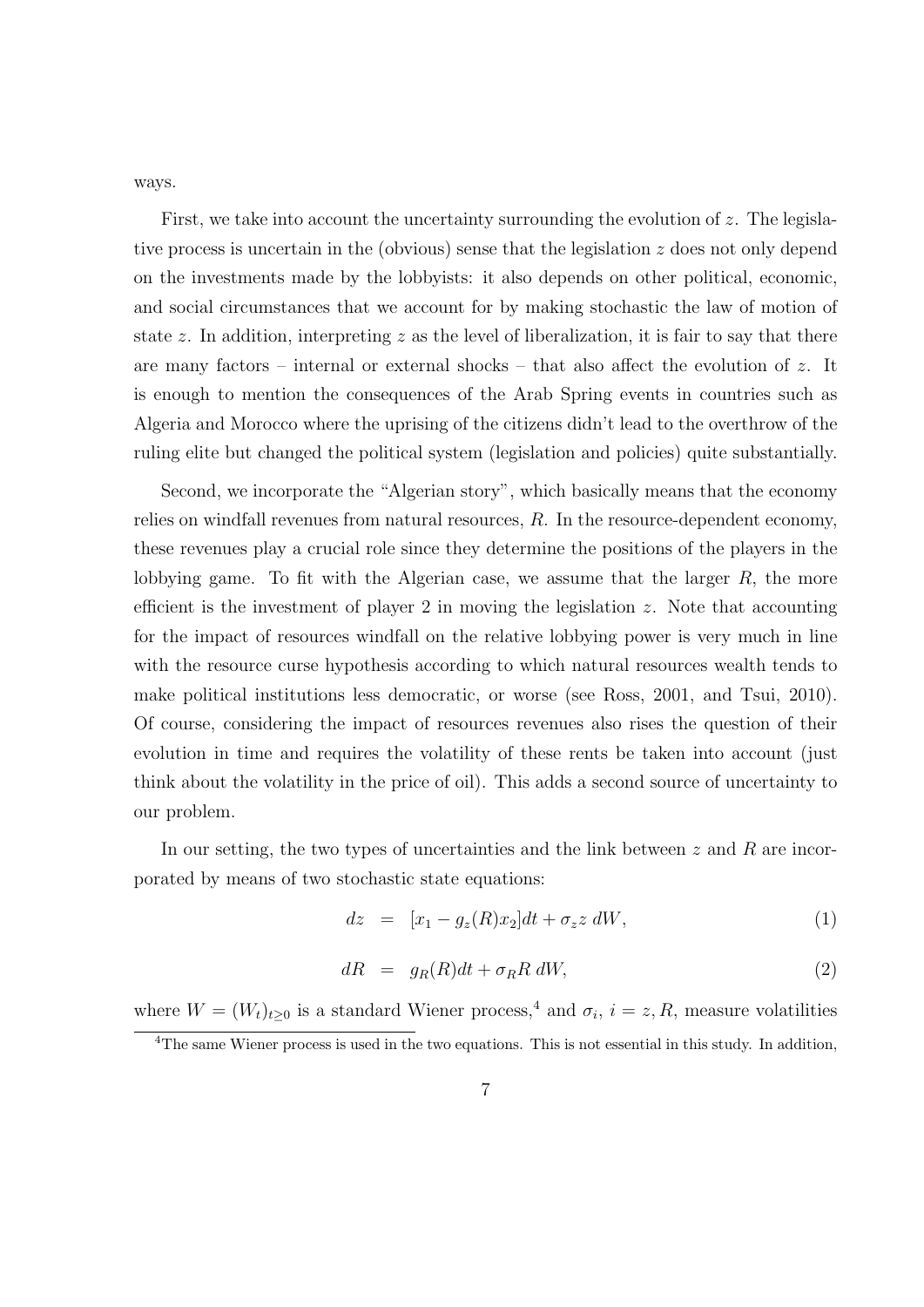ways.

First, we take into account the uncertainty surrounding the evolution of $z$. The legislative process is uncertain in the (obvious) sense that the legislation $z$ does not only depend on the investments made by the lobbyists: it also depends on other political, economic, and social circumstances that we account for by making stochastic the law of motion of state $z$. In addition, interpreting $z$ as the level of liberalization, it is fair to say that there are many factors – internal or external shocks – that also affect the evolution of $z$. It is enough to mention the consequences of the Arab Spring events in countries such as Algeria and Morocco where the uprising of the citizens didn't lead to the overthrow of the ruling elite but changed the political system (legislation and policies) quite substantially.

Second, we incorporate the "Algerian story", which basically means that the economy relies on windfall revenues from natural resources, $R$. In the resource-dependent economy, these revenues play a crucial role since they determine the positions of the players in the lobbying game. To fit with the Algerian case, we assume that the larger $R$, the more efficient is the investment of player 2 in moving the legislation $z$. Note that accounting for the impact of resources windfall on the relative lobbying power is very much in line with the resource curse hypothesis according to which natural resources wealth tends to make political institutions less democratic, or worse (see Ross, 2001, and Tsui, 2010). Of course, considering the impact of resources revenues also rises the question of their evolution in time and requires the volatility of these rents be taken into account (just think about the volatility in the price of oil). This adds a second source of uncertainty to our problem.

In our setting, the two types of uncertainties and the link between $z$ and $R$ are incorporated by means of two stochastic state equations:

$$dz = [x_1 - g_z(R)x_2]dt + \sigma_z z \, dW, \tag{1}$$

$$dR = g_R(R)dt + \sigma_R R \, dW, \tag{2}$$

where $W = (W_t)_{t \geq 0}$ is a standard Wiener process,[4] and $\sigma_i$, $i = z, R$, measure volatilities

[4] The same Wiener process is used in the two equations. This is not essential in this study. In addition,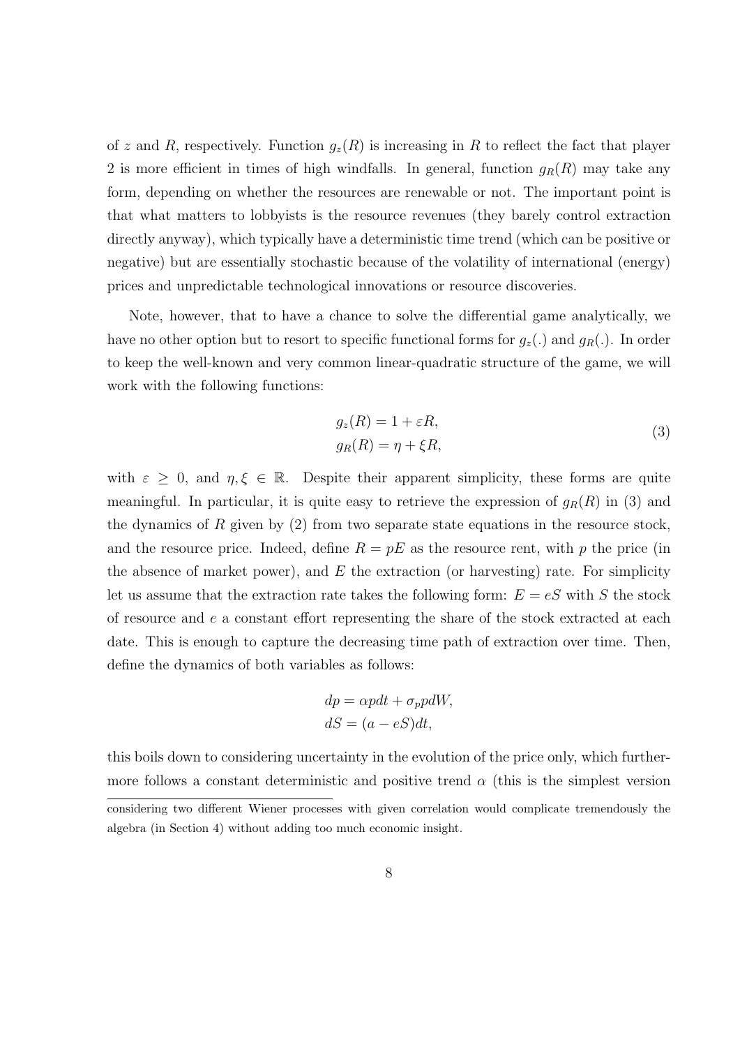of $z$ and $R$, respectively. Function $g_z(R)$ is increasing in $R$ to reflect the fact that player 2 is more efficient in times of high windfalls. In general, function $g_R(R)$ may take any form, depending on whether the resources are renewable or not. The important point is that what matters to lobbyists is the resource revenues (they barely control extraction directly anyway), which typically have a deterministic time trend (which can be positive or negative) but are essentially stochastic because of the volatility of international (energy) prices and unpredictable technological innovations or resource discoveries.

Note, however, that to have a chance to solve the differential game analytically, we have no other option but to resort to specific functional forms for $g_z(.)$ and $g_R(.)$. In order to keep the well-known and very common linear-quadratic structure of the game, we will work with the following functions:

$$
\begin{aligned}
g_z(R) &= 1 + \varepsilon R, \\
g_R(R) &= \eta + \xi R,
\end{aligned}
\tag{3}
$$

with $\varepsilon \geq 0$, and $\eta, \xi \in \mathbb{R}$. Despite their apparent simplicity, these forms are quite meaningful. In particular, it is quite easy to retrieve the expression of $g_R(R)$ in (3) and the dynamics of $R$ given by (2) from two separate state equations in the resource stock, and the resource price. Indeed, define $R = pE$ as the resource rent, with $p$ the price (in the absence of market power), and $E$ the extraction (or harvesting) rate. For simplicity let us assume that the extraction rate takes the following form: $E = eS$ with $S$ the stock of resource and $e$ a constant effort representing the share of the stock extracted at each date. This is enough to capture the decreasing time path of extraction over time. Then, define the dynamics of both variables as follows:

$$
\begin{aligned}
dp &= \alpha p dt + \sigma_p p dW, \\
dS &= (a - eS)dt,
\end{aligned}
$$

this boils down to considering uncertainty in the evolution of the price only, which furthermore follows a constant deterministic and positive trend $\alpha$ (this is the simplest version

considering two different Wiener processes with given correlation would complicate tremendously the algebra (in Section 4) without adding too much economic insight.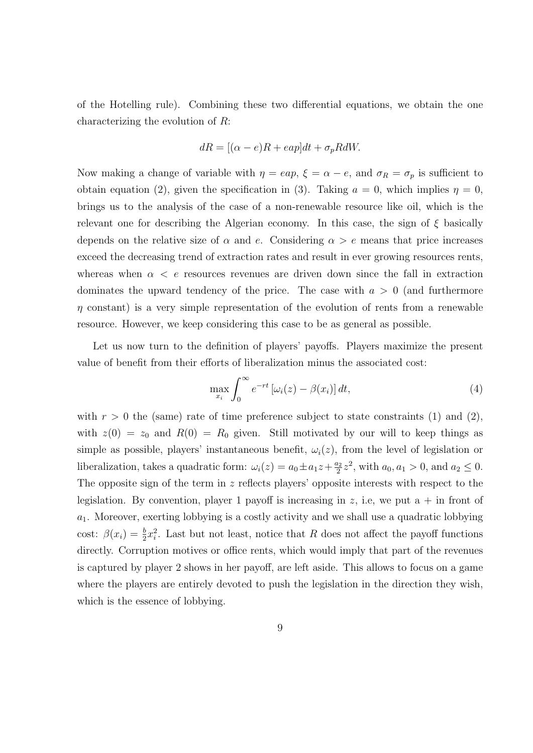of the Hotelling rule). Combining these two differential equations, we obtain the one characterizing the evolution of $R$:

$$dR = [(\alpha - e)R + eap]dt + \sigma_p R dW.$$

Now making a change of variable with $\eta = eap$, $\xi = \alpha - e$, and $\sigma_R = \sigma_p$ is sufficient to obtain equation (2), given the specification in (3). Taking $a = 0$, which implies $\eta = 0$, brings us to the analysis of the case of a non-renewable resource like oil, which is the relevant one for describing the Algerian economy. In this case, the sign of $\xi$ basically depends on the relative size of $\alpha$ and $e$. Considering $\alpha > e$ means that price increases exceed the decreasing trend of extraction rates and result in ever growing resources rents, whereas when $\alpha < e$ resources revenues are driven down since the fall in extraction dominates the upward tendency of the price. The case with $a > 0$ (and furthermore $\eta$ constant) is a very simple representation of the evolution of rents from a renewable resource. However, we keep considering this case to be as general as possible.

Let us now turn to the definition of players' payoffs. Players maximize the present value of benefit from their efforts of liberalization minus the associated cost:

$$\max_{x_i} \int_0^\infty e^{-rt} \left[\omega_i(z) - \beta(x_i)\right] dt, \tag{4}$$

with $r > 0$ the (same) rate of time preference subject to state constraints (1) and (2), with $z(0) = z_0$ and $R(0) = R_0$ given. Still motivated by our will to keep things as simple as possible, players' instantaneous benefit, $\omega_i(z)$, from the level of legislation or liberalization, takes a quadratic form: $\omega_i(z) = a_0 \pm a_1 z + \frac{a_2}{2} z^2$, with $a_0, a_1 > 0$, and $a_2 \leq 0$. The opposite sign of the term in $z$ reflects players' opposite interests with respect to the legislation. By convention, player 1 payoff is increasing in $z$, i.e, we put a + in front of $a_1$. Moreover, exerting lobbying is a costly activity and we shall use a quadratic lobbying cost: $\beta(x_i) = \frac{b}{2} x_i^2$. Last but not least, notice that $R$ does not affect the payoff functions directly. Corruption motives or office rents, which would imply that part of the revenues is captured by player 2 shows in her payoff, are left aside. This allows to focus on a game where the players are entirely devoted to push the legislation in the direction they wish, which is the essence of lobbying.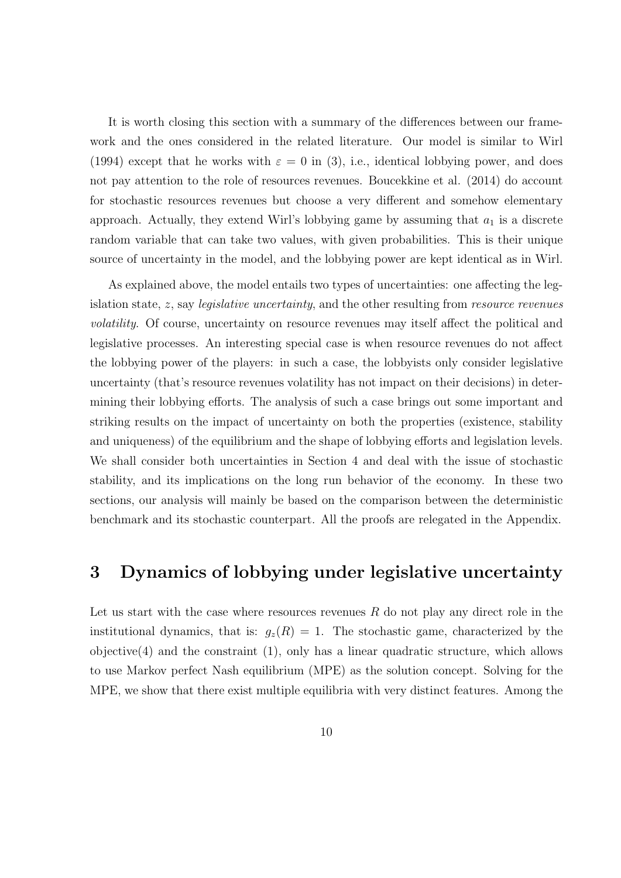It is worth closing this section with a summary of the differences between our framework and the ones considered in the related literature. Our model is similar to Wirl (1994) except that he works with $\varepsilon = 0$ in (3), i.e., identical lobbying power, and does not pay attention to the role of resources revenues. Boucekkine et al. (2014) do account for stochastic resources revenues but choose a very different and somehow elementary approach. Actually, they extend Wirl's lobbying game by assuming that $a_1$ is a discrete random variable that can take two values, with given probabilities. This is their unique source of uncertainty in the model, and the lobbying power are kept identical as in Wirl.

As explained above, the model entails two types of uncertainties: one affecting the legislation state, $z$, say *legislative uncertainty*, and the other resulting from *resource revenues volatility*. Of course, uncertainty on resource revenues may itself affect the political and legislative processes. An interesting special case is when resource revenues do not affect the lobbying power of the players: in such a case, the lobbyists only consider legislative uncertainty (that's resource revenues volatility has not impact on their decisions) in determining their lobbying efforts. The analysis of such a case brings out some important and striking results on the impact of uncertainty on both the properties (existence, stability and uniqueness) of the equilibrium and the shape of lobbying efforts and legislation levels. We shall consider both uncertainties in Section 4 and deal with the issue of stochastic stability, and its implications on the long run behavior of the economy. In these two sections, our analysis will mainly be based on the comparison between the deterministic benchmark and its stochastic counterpart. All the proofs are relegated in the Appendix.

# 3 Dynamics of lobbying under legislative uncertainty

Let us start with the case where resources revenues $R$ do not play any direct role in the institutional dynamics, that is: $g_z(R) = 1$. The stochastic game, characterized by the objective(4) and the constraint (1), only has a linear quadratic structure, which allows to use Markov perfect Nash equilibrium (MPE) as the solution concept. Solving for the MPE, we show that there exist multiple equilibria with very distinct features. Among the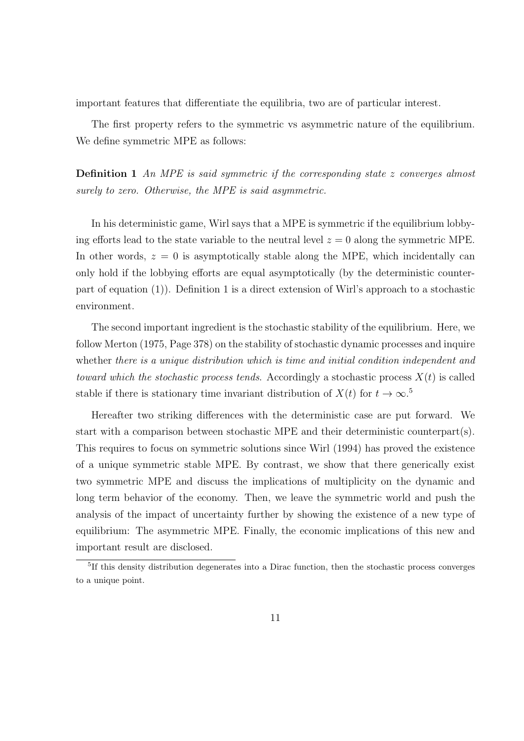important features that differentiate the equilibria, two are of particular interest.

The first property refers to the symmetric vs asymmetric nature of the equilibrium. We define symmetric MPE as follows:

**Definition 1** *An MPE is said symmetric if the corresponding state $z$ converges almost surely to zero. Otherwise, the MPE is said asymmetric.*

In his deterministic game, Wirl says that a MPE is symmetric if the equilibrium lobbying efforts lead to the state variable to the neutral level $z = 0$ along the symmetric MPE. In other words, $z = 0$ is asymptotically stable along the MPE, which incidentally can only hold if the lobbying efforts are equal asymptotically (by the deterministic counterpart of equation (1)). Definition 1 is a direct extension of Wirl's approach to a stochastic environment.

The second important ingredient is the stochastic stability of the equilibrium. Here, we follow Merton (1975, Page 378) on the stability of stochastic dynamic processes and inquire whether *there is a unique distribution which is time and initial condition independent and toward which the stochastic process tends*. Accordingly a stochastic process $X(t)$ is called stable if there is stationary time invariant distribution of $X(t)$ for $t \to \infty$.[5]

Hereafter two striking differences with the deterministic case are put forward. We start with a comparison between stochastic MPE and their deterministic counterpart(s). This requires to focus on symmetric solutions since Wirl (1994) has proved the existence of a unique symmetric stable MPE. By contrast, we show that there generically exist two symmetric MPE and discuss the implications of multiplicity on the dynamic and long term behavior of the economy. Then, we leave the symmetric world and push the analysis of the impact of uncertainty further by showing the existence of a new type of equilibrium: The asymmetric MPE. Finally, the economic implications of this new and important result are disclosed.

[5]If this density distribution degenerates into a Dirac function, then the stochastic process converges to a unique point.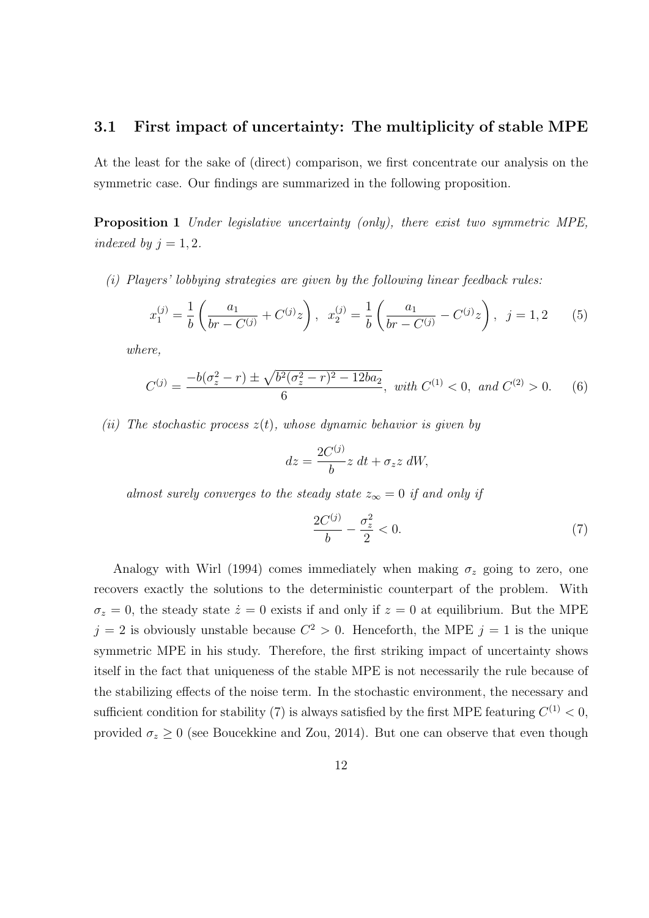### 3.1 First impact of uncertainty: The multiplicity of stable MPE

At the least for the sake of (direct) comparison, we first concentrate our analysis on the symmetric case. Our findings are summarized in the following proposition.

**Proposition 1** *Under legislative uncertainty (only), there exist two symmetric MPE, indexed by $j = 1, 2$.*

*(i) Players' lobbying strategies are given by the following linear feedback rules:*

$$x_1^{(j)} = \frac{1}{b}\left(\frac{a_1}{br - C^{(j)}} + C^{(j)} z\right), \quad x_2^{(j)} = \frac{1}{b}\left(\frac{a_1}{br - C^{(j)}} - C^{(j)} z\right), \quad j = 1, 2 \tag{5}$$

*where,*

$$C^{(j)} = \frac{-b(\sigma_z^2 - r) \pm \sqrt{b^2(\sigma_z^2 - r)^2 - 12ba_2}}{6}, \text{ with } C^{(1)} < 0, \text{ and } C^{(2)} > 0. \tag{6}$$

*(ii) The stochastic process $z(t)$, whose dynamic behavior is given by*

$$dz = \frac{2C^{(j)}}{b} z \, dt + \sigma_z z \, dW,$$

*almost surely converges to the steady state $z_\infty = 0$ if and only if*

$$\frac{2C^{(j)}}{b} - \frac{\sigma_z^2}{2} < 0. \tag{7}$$

Analogy with Wirl (1994) comes immediately when making $\sigma_z$ going to zero, one recovers exactly the solutions to the deterministic counterpart of the problem. With $\sigma_z = 0$, the steady state $\dot{z} = 0$ exists if and only if $z = 0$ at equilibrium. But the MPE $j = 2$ is obviously unstable because $C^2 > 0$. Henceforth, the MPE $j = 1$ is the unique symmetric MPE in his study. Therefore, the first striking impact of uncertainty shows itself in the fact that uniqueness of the stable MPE is not necessarily the rule because of the stabilizing effects of the noise term. In the stochastic environment, the necessary and sufficient condition for stability (7) is always satisfied by the first MPE featuring $C^{(1)} < 0$, provided $\sigma_z \geq 0$ (see Boucekkine and Zou, 2014). But one can observe that even though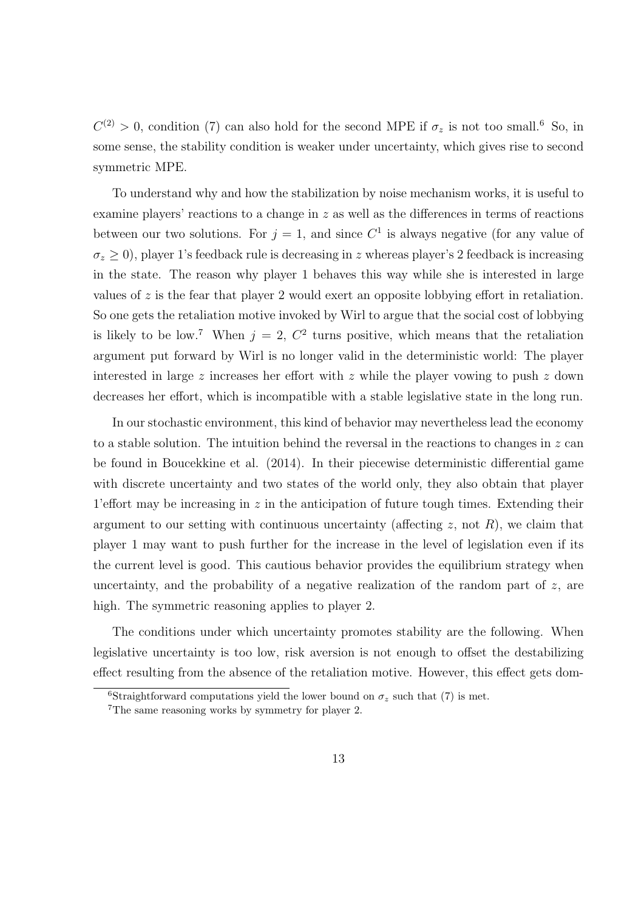$C^{(2)} > 0$, condition (7) can also hold for the second MPE if $\sigma_z$ is not too small.[6] So, in some sense, the stability condition is weaker under uncertainty, which gives rise to second symmetric MPE.

To understand why and how the stabilization by noise mechanism works, it is useful to examine players' reactions to a change in $z$ as well as the differences in terms of reactions between our two solutions. For $j = 1$, and since $C^1$ is always negative (for any value of $\sigma_z \geq 0$), player 1's feedback rule is decreasing in $z$ whereas player's 2 feedback is increasing in the state. The reason why player 1 behaves this way while she is interested in large values of $z$ is the fear that player 2 would exert an opposite lobbying effort in retaliation. So one gets the retaliation motive invoked by Wirl to argue that the social cost of lobbying is likely to be low.[7] When $j = 2$, $C^2$ turns positive, which means that the retaliation argument put forward by Wirl is no longer valid in the deterministic world: The player interested in large $z$ increases her effort with $z$ while the player vowing to push $z$ down decreases her effort, which is incompatible with a stable legislative state in the long run.

In our stochastic environment, this kind of behavior may nevertheless lead the economy to a stable solution. The intuition behind the reversal in the reactions to changes in $z$ can be found in Boucekkine et al. (2014). In their piecewise deterministic differential game with discrete uncertainty and two states of the world only, they also obtain that player 1'effort may be increasing in $z$ in the anticipation of future tough times. Extending their argument to our setting with continuous uncertainty (affecting $z$, not $R$), we claim that player 1 may want to push further for the increase in the level of legislation even if its the current level is good. This cautious behavior provides the equilibrium strategy when uncertainty, and the probability of a negative realization of the random part of $z$, are high. The symmetric reasoning applies to player 2.

The conditions under which uncertainty promotes stability are the following. When legislative uncertainty is too low, risk aversion is not enough to offset the destabilizing effect resulting from the absence of the retaliation motive. However, this effect gets dom-

[6] Straightforward computations yield the lower bound on $\sigma_z$ such that (7) is met.

[7] The same reasoning works by symmetry for player 2.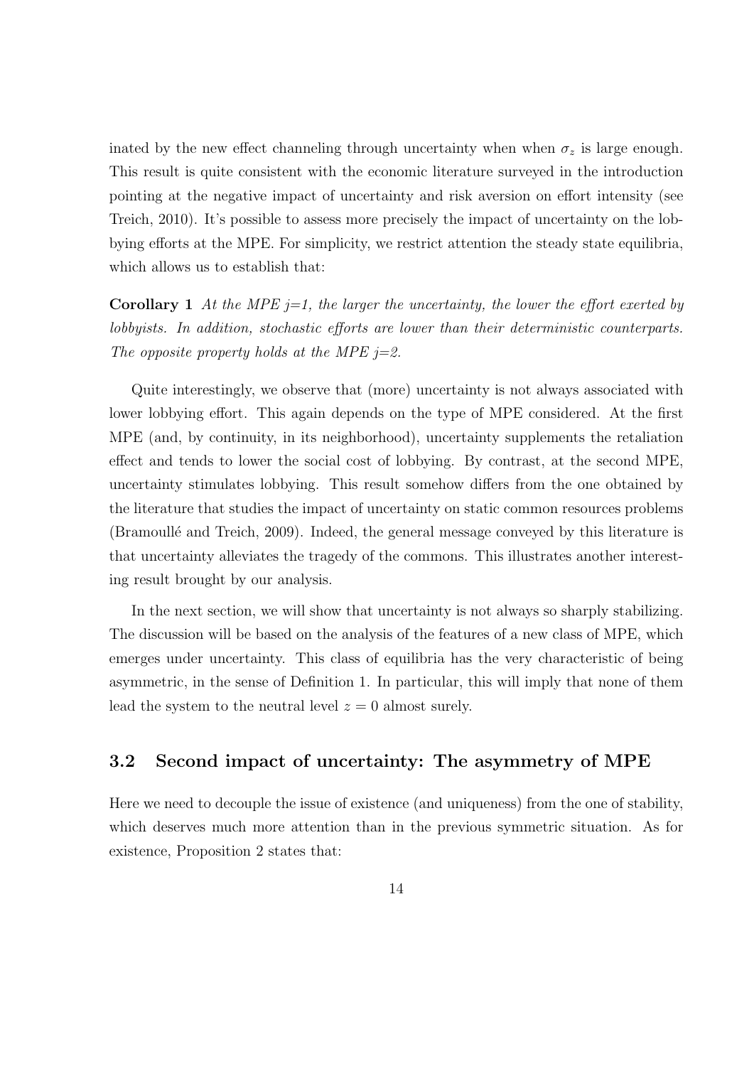inated by the new effect channeling through uncertainty when when $\sigma_z$ is large enough. This result is quite consistent with the economic literature surveyed in the introduction pointing at the negative impact of uncertainty and risk aversion on effort intensity (see Treich, 2010). It's possible to assess more precisely the impact of uncertainty on the lobbying efforts at the MPE. For simplicity, we restrict attention the steady state equilibria, which allows us to establish that:

**Corollary 1** *At the MPE j=1, the larger the uncertainty, the lower the effort exerted by lobbyists. In addition, stochastic efforts are lower than their deterministic counterparts. The opposite property holds at the MPE j=2.*

Quite interestingly, we observe that (more) uncertainty is not always associated with lower lobbying effort. This again depends on the type of MPE considered. At the first MPE (and, by continuity, in its neighborhood), uncertainty supplements the retaliation effect and tends to lower the social cost of lobbying. By contrast, at the second MPE, uncertainty stimulates lobbying. This result somehow differs from the one obtained by the literature that studies the impact of uncertainty on static common resources problems (Bramoullé and Treich, 2009). Indeed, the general message conveyed by this literature is that uncertainty alleviates the tragedy of the commons. This illustrates another interesting result brought by our analysis.

In the next section, we will show that uncertainty is not always so sharply stabilizing. The discussion will be based on the analysis of the features of a new class of MPE, which emerges under uncertainty. This class of equilibria has the very characteristic of being asymmetric, in the sense of Definition 1. In particular, this will imply that none of them lead the system to the neutral level $z = 0$ almost surely.

### 3.2 Second impact of uncertainty: The asymmetry of MPE

Here we need to decouple the issue of existence (and uniqueness) from the one of stability, which deserves much more attention than in the previous symmetric situation. As for existence, Proposition 2 states that: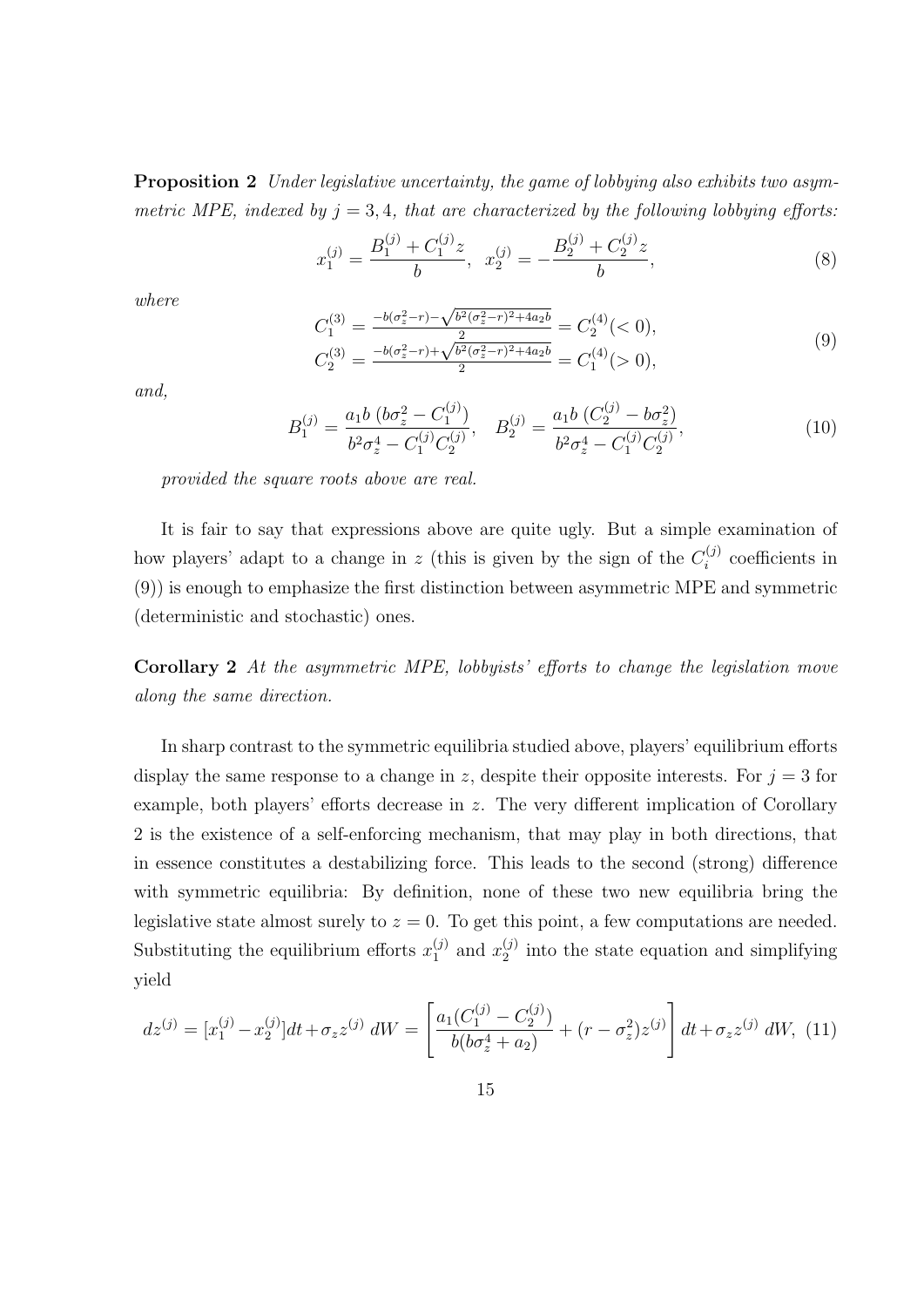**Proposition 2** *Under legislative uncertainty, the game of lobbying also exhibits two asymmetric MPE, indexed by $j = 3, 4$, that are characterized by the following lobbying efforts:*

$$x_1^{(j)} = \frac{B_1^{(j)} + C_1^{(j)} z}{b}, \quad x_2^{(j)} = -\frac{B_2^{(j)} + C_2^{(j)} z}{b}, \tag{8}$$

*where*

$$\begin{aligned} C_1^{(3)} &= \tfrac{-b(\sigma_z^2 - r) - \sqrt{b^2(\sigma_z^2 - r)^2 + 4a_2 b}}{2} = C_2^{(4)} (< 0), \\ C_2^{(3)} &= \tfrac{-b(\sigma_z^2 - r) + \sqrt{b^2(\sigma_z^2 - r)^2 + 4a_2 b}}{2} = C_1^{(4)} (> 0), \end{aligned} \tag{9}$$

*and,*

$$B_1^{(j)} = \frac{a_1 b \left(b\sigma_z^2 - C_1^{(j)}\right)}{b^2 \sigma_z^4 - C_1^{(j)} C_2^{(j)}}, \quad B_2^{(j)} = \frac{a_1 b \left(C_2^{(j)} - b\sigma_z^2\right)}{b^2 \sigma_z^4 - C_1^{(j)} C_2^{(j)}}, \tag{10}$$

*provided the square roots above are real.*

It is fair to say that expressions above are quite ugly. But a simple examination of how players' adapt to a change in $z$ (this is given by the sign of the $C_i^{(j)}$ coefficients in (9)) is enough to emphasize the first distinction between asymmetric MPE and symmetric (deterministic and stochastic) ones.

**Corollary 2** *At the asymmetric MPE, lobbyists' efforts to change the legislation move along the same direction.*

In sharp contrast to the symmetric equilibria studied above, players' equilibrium efforts display the same response to a change in $z$, despite their opposite interests. For $j = 3$ for example, both players' efforts decrease in $z$. The very different implication of Corollary 2 is the existence of a self-enforcing mechanism, that may play in both directions, that in essence constitutes a destabilizing force. This leads to the second (strong) difference with symmetric equilibria: By definition, none of these two new equilibria bring the legislative state almost surely to $z = 0$. To get this point, a few computations are needed. Substituting the equilibrium efforts $x_1^{(j)}$ and $x_2^{(j)}$ into the state equation and simplifying yield

$$dz^{(j)} = [x_1^{(j)} - x_2^{(j)}]dt + \sigma_z z^{(j)}\, dW = \left[ \frac{a_1 (C_1^{(j)} - C_2^{(j)})}{b(b\sigma_z^4 + a_2)} + (r - \sigma_z^2) z^{(j)} \right] dt + \sigma_z z^{(j)}\, dW, \tag{11}$$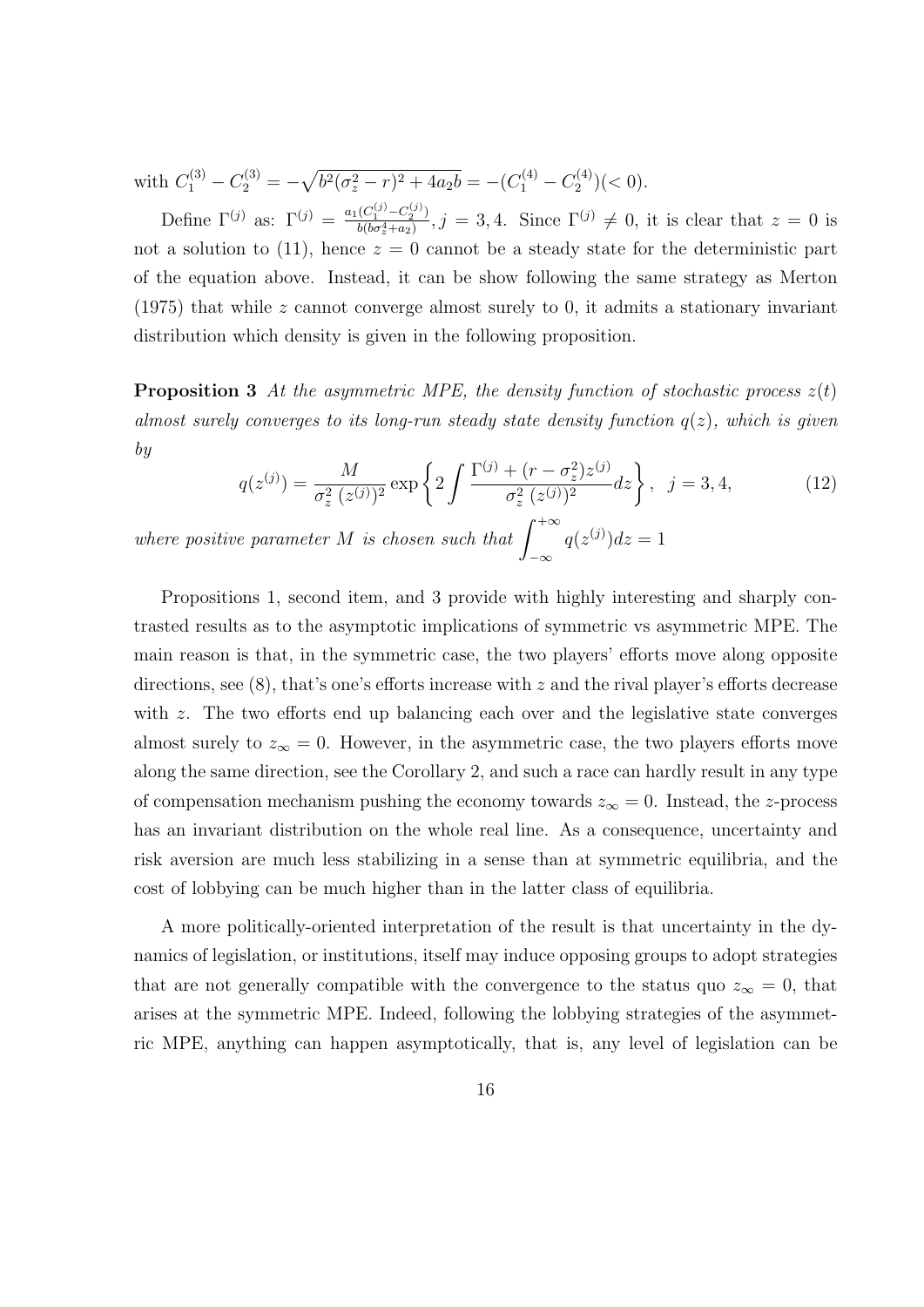with $C_1^{(3)} - C_2^{(3)} = -\sqrt{b^2(\sigma_z^2 - r)^2 + 4a_2 b} = -(C_1^{(4)} - C_2^{(4)})(< 0)$.

Define $\Gamma^{(j)}$ as: $\Gamma^{(j)} = \frac{a_1(C_1^{(j)} - C_2^{(j)})}{b(b\sigma_z^4 + a_2)}, j = 3, 4$. Since $\Gamma^{(j)} \neq 0$, it is clear that $z = 0$ is not a solution to (11), hence $z = 0$ cannot be a steady state for the deterministic part of the equation above. Instead, it can be show following the same strategy as Merton (1975) that while $z$ cannot converge almost surely to 0, it admits a stationary invariant distribution which density is given in the following proposition.

**Proposition 3** *At the asymmetric MPE, the density function of stochastic process $z(t)$ almost surely converges to its long-run steady state density function $q(z)$, which is given by*

$$q(z^{(j)}) = \frac{M}{\sigma_z^2 \, (z^{(j)})^2} \exp\left\{ 2 \int \frac{\Gamma^{(j)} + (r - \sigma_z^2) z^{(j)}}{\sigma_z^2 \, (z^{(j)})^2} dz \right\}, \quad j = 3, 4, \tag{12}$$

*where positive parameter $M$ is chosen such that $\displaystyle\int_{-\infty}^{+\infty} q(z^{(j)}) dz = 1$*

Propositions 1, second item, and 3 provide with highly interesting and sharply contrasted results as to the asymptotic implications of symmetric vs asymmetric MPE. The main reason is that, in the symmetric case, the two players' efforts move along opposite directions, see (8), that's one's efforts increase with $z$ and the rival player's efforts decrease with $z$. The two efforts end up balancing each over and the legislative state converges almost surely to $z_\infty = 0$. However, in the asymmetric case, the two players efforts move along the same direction, see the Corollary 2, and such a race can hardly result in any type of compensation mechanism pushing the economy towards $z_\infty = 0$. Instead, the $z$-process has an invariant distribution on the whole real line. As a consequence, uncertainty and risk aversion are much less stabilizing in a sense than at symmetric equilibria, and the cost of lobbying can be much higher than in the latter class of equilibria.

A more politically-oriented interpretation of the result is that uncertainty in the dynamics of legislation, or institutions, itself may induce opposing groups to adopt strategies that are not generally compatible with the convergence to the status quo $z_\infty = 0$, that arises at the symmetric MPE. Indeed, following the lobbying strategies of the asymmetric MPE, anything can happen asymptotically, that is, any level of legislation can be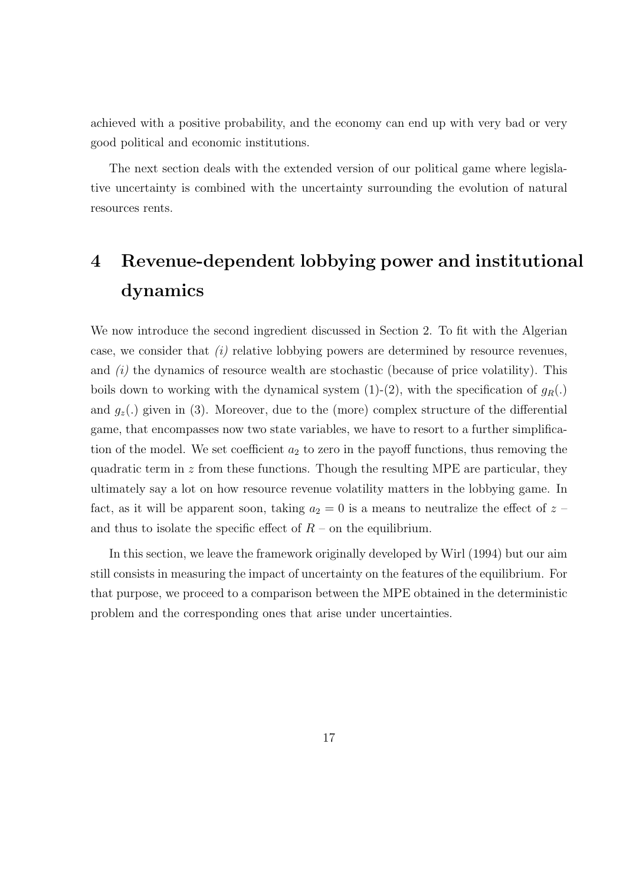achieved with a positive probability, and the economy can end up with very bad or very good political and economic institutions.

The next section deals with the extended version of our political game where legislative uncertainty is combined with the uncertainty surrounding the evolution of natural resources rents.

# 4 Revenue-dependent lobbying power and institutional dynamics

We now introduce the second ingredient discussed in Section 2. To fit with the Algerian case, we consider that *(i)* relative lobbying powers are determined by resource revenues, and *(i)* the dynamics of resource wealth are stochastic (because of price volatility). This boils down to working with the dynamical system (1)-(2), with the specification of $g_R(.)$ and $g_z(.)$ given in (3). Moreover, due to the (more) complex structure of the differential game, that encompasses now two state variables, we have to resort to a further simplification of the model. We set coefficient $a_2$ to zero in the payoff functions, thus removing the quadratic term in $z$ from these functions. Though the resulting MPE are particular, they ultimately say a lot on how resource revenue volatility matters in the lobbying game. In fact, as it will be apparent soon, taking $a_2 = 0$ is a means to neutralize the effect of $z$ – and thus to isolate the specific effect of $R$ – on the equilibrium.

In this section, we leave the framework originally developed by Wirl (1994) but our aim still consists in measuring the impact of uncertainty on the features of the equilibrium. For that purpose, we proceed to a comparison between the MPE obtained in the deterministic problem and the corresponding ones that arise under uncertainties.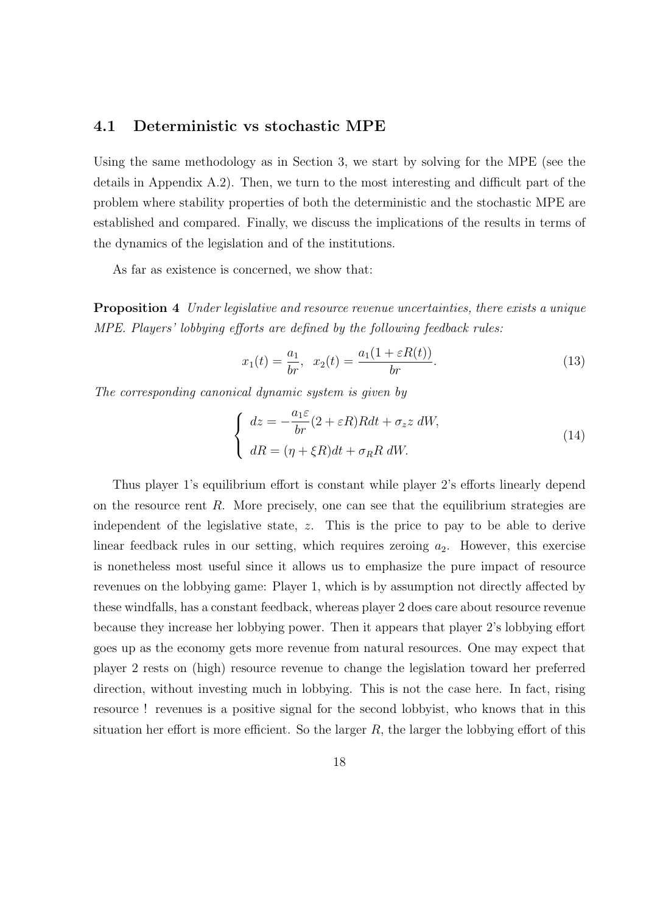### 4.1 Deterministic vs stochastic MPE

Using the same methodology as in Section 3, we start by solving for the MPE (see the details in Appendix A.2). Then, we turn to the most interesting and difficult part of the problem where stability properties of both the deterministic and the stochastic MPE are established and compared. Finally, we discuss the implications of the results in terms of the dynamics of the legislation and of the institutions.

As far as existence is concerned, we show that:

**Proposition 4** *Under legislative and resource revenue uncertainties, there exists a unique MPE. Players' lobbying efforts are defined by the following feedback rules:*

$$x_1(t) = \frac{a_1}{br}, \quad x_2(t) = \frac{a_1(1 + \varepsilon R(t))}{br}. \tag{13}$$

*The corresponding canonical dynamic system is given by*

$$\begin{cases} dz = -\dfrac{a_1 \varepsilon}{br}(2 + \varepsilon R)R dt + \sigma_z z \, dW, \\ dR = (\eta + \xi R)dt + \sigma_R R \, dW. \end{cases} \tag{14}$$

Thus player 1's equilibrium effort is constant while player 2's efforts linearly depend on the resource rent $R$. More precisely, one can see that the equilibrium strategies are independent of the legislative state, $z$. This is the price to pay to be able to derive linear feedback rules in our setting, which requires zeroing $a_2$. However, this exercise is nonetheless most useful since it allows us to emphasize the pure impact of resource revenues on the lobbying game: Player 1, which is by assumption not directly affected by these windfalls, has a constant feedback, whereas player 2 does care about resource revenue because they increase her lobbying power. Then it appears that player 2's lobbying effort goes up as the economy gets more revenue from natural resources. One may expect that player 2 rests on (high) resource revenue to change the legislation toward her preferred direction, without investing much in lobbying. This is not the case here. In fact, rising resource ! revenues is a positive signal for the second lobbyist, who knows that in this situation her effort is more efficient. So the larger $R$, the larger the lobbying effort of this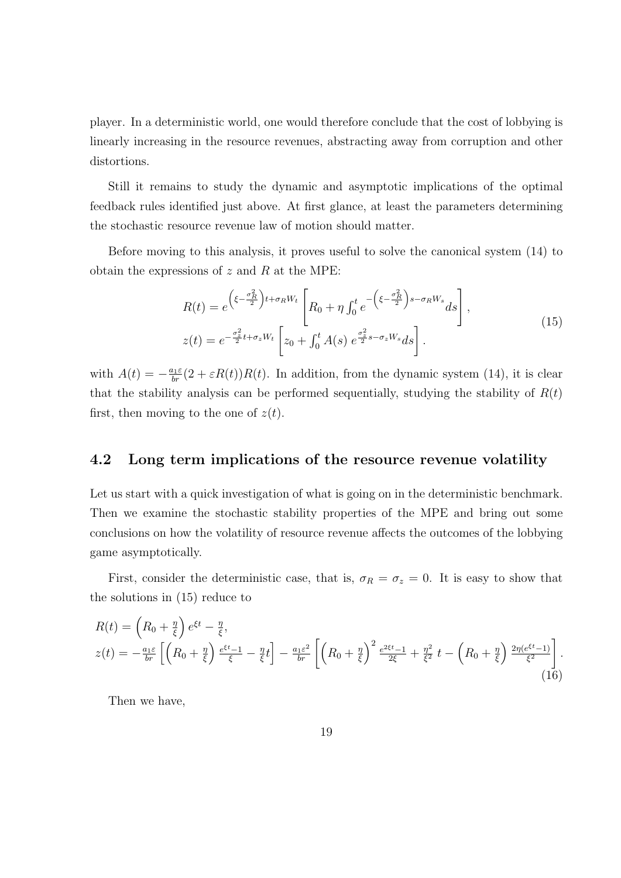player. In a deterministic world, one would therefore conclude that the cost of lobbying is linearly increasing in the resource revenues, abstracting away from corruption and other distortions.

Still it remains to study the dynamic and asymptotic implications of the optimal feedback rules identified just above. At first glance, at least the parameters determining the stochastic resource revenue law of motion should matter.

Before moving to this analysis, it proves useful to solve the canonical system (14) to obtain the expressions of $z$ and $R$ at the MPE:

$$
\begin{aligned}
R(t) &= e^{\left(\xi - \frac{\sigma_R^2}{2}\right)t + \sigma_R W_t} \left[ R_0 + \eta \int_0^t e^{-\left(\xi - \frac{\sigma_R^2}{2}\right)s - \sigma_R W_s} ds \right], \\
z(t) &= e^{-\frac{\sigma_z^2}{2}t + \sigma_z W_t} \left[ z_0 + \int_0^t A(s)\, e^{\frac{\sigma_z^2}{2}s - \sigma_z W_s} ds \right].
\end{aligned}
\tag{15}
$$

with $A(t) = -\frac{a_1 \varepsilon}{br}(2 + \varepsilon R(t))R(t)$. In addition, from the dynamic system (14), it is clear that the stability analysis can be performed sequentially, studying the stability of $R(t)$ first, then moving to the one of $z(t)$.

## 4.2 Long term implications of the resource revenue volatility

Let us start with a quick investigation of what is going on in the deterministic benchmark. Then we examine the stochastic stability properties of the MPE and bring out some conclusions on how the volatility of resource revenue affects the outcomes of the lobbying game asymptotically.

First, consider the deterministic case, that is, $\sigma_R = \sigma_z = 0$. It is easy to show that the solutions in (15) reduce to

$$
\begin{aligned}
R(t) &= \left(R_0 + \frac{\eta}{\xi}\right) e^{\xi t} - \frac{\eta}{\xi}, \\
z(t) &= -\frac{a_1 \varepsilon}{br} \left[ \left(R_0 + \frac{\eta}{\xi}\right) \frac{e^{\xi t} - 1}{\xi} - \frac{\eta}{\xi} t \right] - \frac{a_1 \varepsilon^2}{br} \left[ \left(R_0 + \frac{\eta}{\xi}\right)^2 \frac{e^{2\xi t} - 1}{2\xi} + \frac{\eta^2}{\xi^2}\, t - \left(R_0 + \frac{\eta}{\xi}\right) \frac{2\eta (e^{\xi t} - 1)}{\xi^2} \right].
\end{aligned}
\tag{16}
$$

Then we have,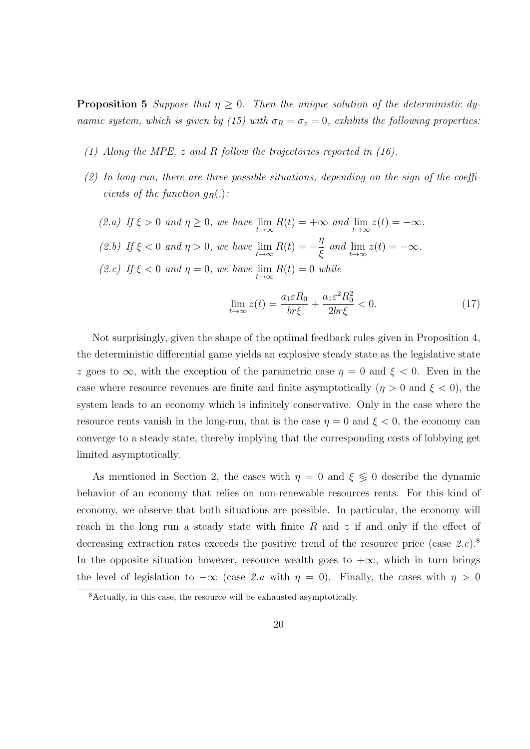**Proposition 5** *Suppose that $\eta \geq 0$. Then the unique solution of the deterministic dynamic system, which is given by (15) with $\sigma_R = \sigma_z = 0$, exhibits the following properties:*

*(1) Along the MPE, $z$ and $R$ follow the trajectories reported in (16).*

*(2) In long-run, there are three possible situations, depending on the sign of the coefficients of the function $g_R(.)$:*

*(2.a) If $\xi > 0$ and $\eta \geq 0$, we have $\lim_{t\to\infty} R(t) = +\infty$ and $\lim_{t\to\infty} z(t) = -\infty$.*

*(2.b) If $\xi < 0$ and $\eta > 0$, we have $\lim_{t\to\infty} R(t) = -\dfrac{\eta}{\xi}$ and $\lim_{t\to\infty} z(t) = -\infty$.*

*(2.c) If $\xi < 0$ and $\eta = 0$, we have $\lim_{t\to\infty} R(t) = 0$ while*

$$\lim_{t\to\infty} z(t) = \frac{a_1 \varepsilon R_0}{br\xi} + \frac{a_1 \varepsilon^2 R_0^2}{2br\xi} < 0. \tag{17}$$

Not surprisingly, given the shape of the optimal feedback rules given in Proposition 4, the deterministic differential game yields an explosive steady state as the legislative state $z$ goes to $\infty$, with the exception of the parametric case $\eta = 0$ and $\xi < 0$. Even in the case where resource revenues are finite and finite asymptotically ($\eta > 0$ and $\xi < 0$), the system leads to an economy which is infinitely conservative. Only in the case where the resource rents vanish in the long-run, that is the case $\eta = 0$ and $\xi < 0$, the economy can converge to a steady state, thereby implying that the corresponding costs of lobbying get limited asymptotically.

As mentioned in Section 2, the cases with $\eta = 0$ and $\xi \lessgtr 0$ describe the dynamic behavior of an economy that relies on non-renewable resources rents. For this kind of economy, we observe that both situations are possible. In particular, the economy will reach in the long run a steady state with finite $R$ and $z$ if and only if the effect of decreasing extraction rates exceeds the positive trend of the resource price (case *2.c*).[8] In the opposite situation however, resource wealth goes to $+\infty$, which in turn brings the level of legislation to $-\infty$ (case *2.a* with $\eta = 0$). Finally, the cases with $\eta > 0$

[8] Actually, in this case, the resource will be exhausted asymptotically.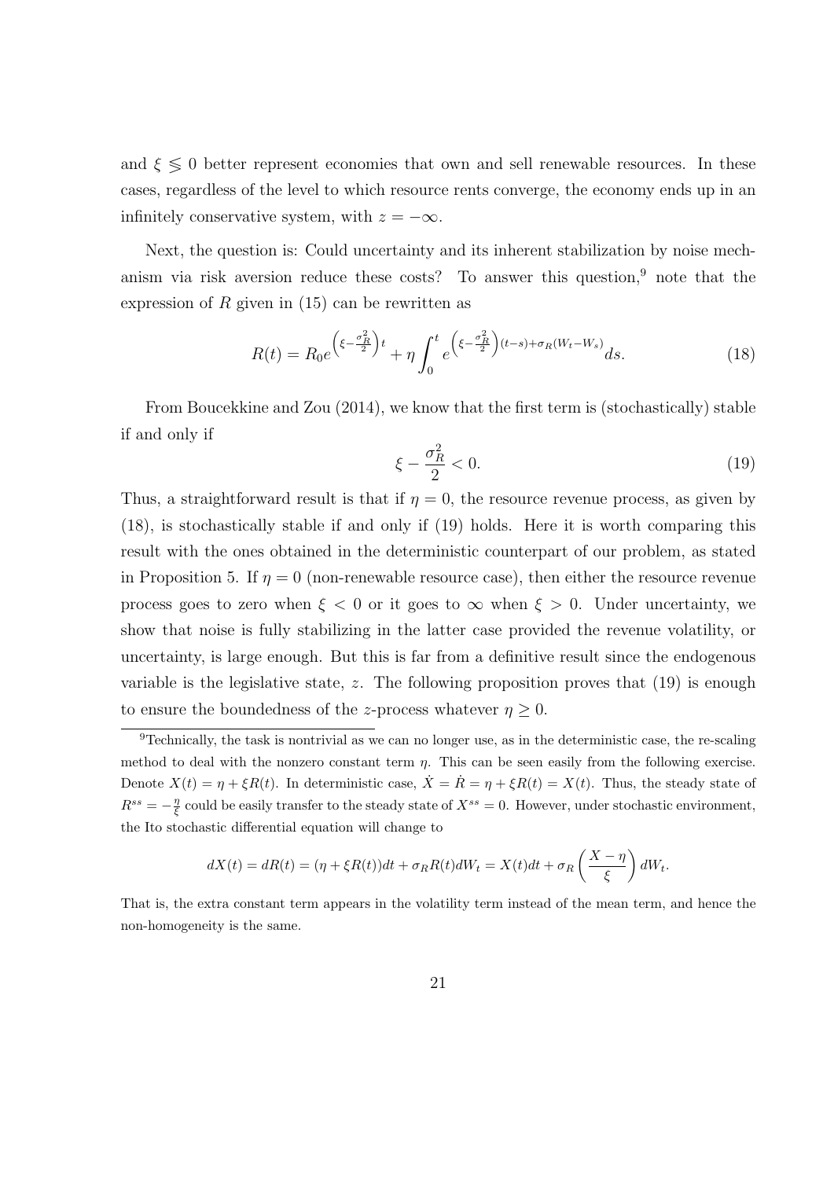and $\xi \lesseqgtr 0$ better represent economies that own and sell renewable resources. In these cases, regardless of the level to which resource rents converge, the economy ends up in an infinitely conservative system, with $z = -\infty$.

Next, the question is: Could uncertainty and its inherent stabilization by noise mechanism via risk aversion reduce these costs? To answer this question,[9] note that the expression of $R$ given in (15) can be rewritten as

$$R(t) = R_0 e^{\left(\xi - \frac{\sigma_R^2}{2}\right)t} + \eta \int_0^t e^{\left(\xi - \frac{\sigma_R^2}{2}\right)(t-s) + \sigma_R (W_t - W_s)} ds. \tag{18}$$

From Boucekkine and Zou (2014), we know that the first term is (stochastically) stable if and only if

$$\xi - \frac{\sigma_R^2}{2} < 0. \tag{19}$$

Thus, a straightforward result is that if $\eta = 0$, the resource revenue process, as given by (18), is stochastically stable if and only if (19) holds. Here it is worth comparing this result with the ones obtained in the deterministic counterpart of our problem, as stated in Proposition 5. If $\eta = 0$ (non-renewable resource case), then either the resource revenue process goes to zero when $\xi < 0$ or it goes to $\infty$ when $\xi > 0$. Under uncertainty, we show that noise is fully stabilizing in the latter case provided the revenue volatility, or uncertainty, is large enough. But this is far from a definitive result since the endogenous variable is the legislative state, $z$. The following proposition proves that (19) is enough to ensure the boundedness of the $z$-process whatever $\eta \geq 0$.

[9] Technically, the task is nontrivial as we can no longer use, as in the deterministic case, the re-scaling method to deal with the nonzero constant term $\eta$. This can be seen easily from the following exercise. Denote $X(t) = \eta + \xi R(t)$. In deterministic case, $\dot{X} = \dot{R} = \eta + \xi R(t) = X(t)$. Thus, the steady state of $R^{ss} = -\frac{\eta}{\xi}$ could be easily transfer to the steady state of $X^{ss} = 0$. However, under stochastic environment, the Ito stochastic differential equation will change to

$$dX(t) = dR(t) = (\eta + \xi R(t))dt + \sigma_R R(t) dW_t = X(t)dt + \sigma_R \left( \frac{X - \eta}{\xi} \right) dW_t.$$

That is, the extra constant term appears in the volatility term instead of the mean term, and hence the non-homogeneity is the same.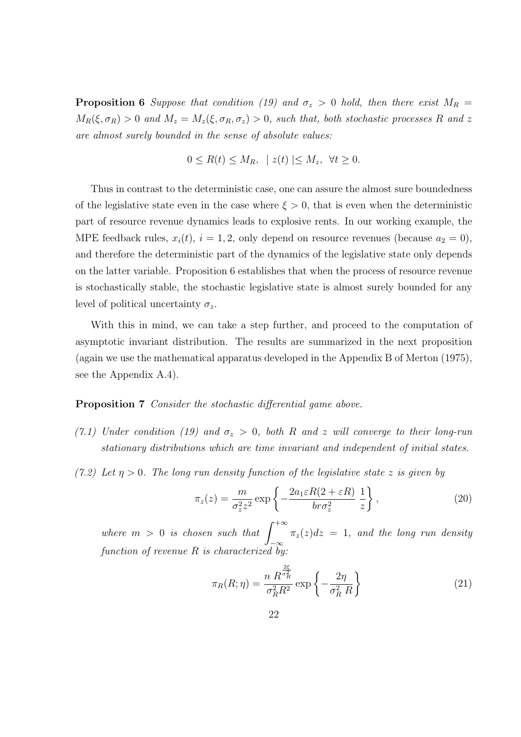**Proposition 6** *Suppose that condition (19) and $\sigma_z > 0$ hold, then there exist $M_R = M_R(\xi, \sigma_R) > 0$ and $M_z = M_z(\xi, \sigma_R, \sigma_z) > 0$, such that, both stochastic processes $R$ and $z$ are almost surely bounded in the sense of absolute values:*

$$0 \leq R(t) \leq M_R, \quad | z(t) | \leq M_z, \quad \forall t \geq 0.$$

Thus in contrast to the deterministic case, one can assure the almost sure boundedness of the legislative state even in the case where $\xi > 0$, that is even when the deterministic part of resource revenue dynamics leads to explosive rents. In our working example, the MPE feedback rules, $x_i(t)$, $i = 1, 2$, only depend on resource revenues (because $a_2 = 0$), and therefore the deterministic part of the dynamics of the legislative state only depends on the latter variable. Proposition 6 establishes that when the process of resource revenue is stochastically stable, the stochastic legislative state is almost surely bounded for any level of political uncertainty $\sigma_z$.

With this in mind, we can take a step further, and proceed to the computation of asymptotic invariant distribution. The results are summarized in the next proposition (again we use the mathematical apparatus developed in the Appendix B of Merton (1975), see the Appendix A.4).

**Proposition 7** *Consider the stochastic differential game above.*

*(7.1) Under condition (19) and $\sigma_z > 0$, both $R$ and $z$ will converge to their long-run stationary distributions which are time invariant and independent of initial states.*

*(7.2) Let $\eta > 0$. The long run density function of the legislative state $z$ is given by*

$$\pi_z(z) = \frac{m}{\sigma_z^2 z^2} \exp\left\{ -\frac{2a_1 \varepsilon R(2 + \varepsilon R)}{br\sigma_z^2} \, \frac{1}{z} \right\}, \tag{20}$$

*where $m > 0$ is chosen such that $\int_{-\infty}^{+\infty} \pi_z(z) dz = 1$, and the long run density function of revenue $R$ is characterized by:*

$$\pi_R(R; \eta) = \frac{n \; R^{\frac{2\xi}{\sigma_R^2}}}{\sigma_R^2 R^2} \exp\left\{ -\frac{2\eta}{\sigma_R^2 \, R} \right\} \tag{21}$$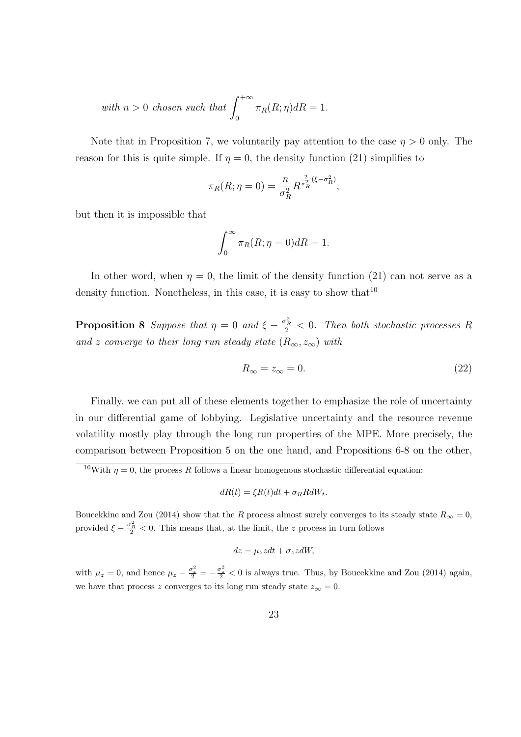*with $n > 0$ chosen such that* $\displaystyle\int_0^{+\infty} \pi_R(R;\eta)dR = 1.$

Note that in Proposition 7, we voluntarily pay attention to the case $\eta > 0$ only. The reason for this is quite simple. If $\eta = 0$, the density function (21) simplifies to

$$\pi_R(R;\eta = 0) = \frac{n}{\sigma_R^2} R^{\frac{2}{\sigma_R^2}(\xi - \sigma_R^2)},$$

but then it is impossible that

$$\int_0^{\infty} \pi_R(R;\eta = 0)dR = 1.$$

In other word, when $\eta = 0$, the limit of the density function (21) can not serve as a density function. Nonetheless, in this case, it is easy to show that[10]

**Proposition 8** *Suppose that $\eta = 0$ and $\xi - \frac{\sigma_R^2}{2} < 0$. Then both stochastic processes $R$ and $z$ converge to their long run steady state $(R_\infty, z_\infty)$ with*

$$R_\infty = z_\infty = 0. \tag{22}$$

Finally, we can put all of these elements together to emphasize the role of uncertainty in our differential game of lobbying. Legislative uncertainty and the resource revenue volatility mostly play through the long run properties of the MPE. More precisely, the comparison between Proposition 5 on the one hand, and Propositions 6-8 on the other,

---

[10] With $\eta = 0$, the process $R$ follows a linear homogenous stochastic differential equation:

$$dR(t) = \xi R(t)dt + \sigma_R R dW_t.$$

Boucekkine and Zou (2014) show that the $R$ process almost surely converges to its steady state $R_\infty = 0$, provided $\xi - \frac{\sigma_R^2}{2} < 0$. This means that, at the limit, the $z$ process in turn follows

$$dz = \mu_z z dt + \sigma_z z dW,$$

with $\mu_z = 0$, and hence $\mu_z - \frac{\sigma_z^2}{2} = -\frac{\sigma_z^2}{2} < 0$ is always true. Thus, by Boucekkine and Zou (2014) again, we have that process $z$ converges to its long run steady state $z_\infty = 0$.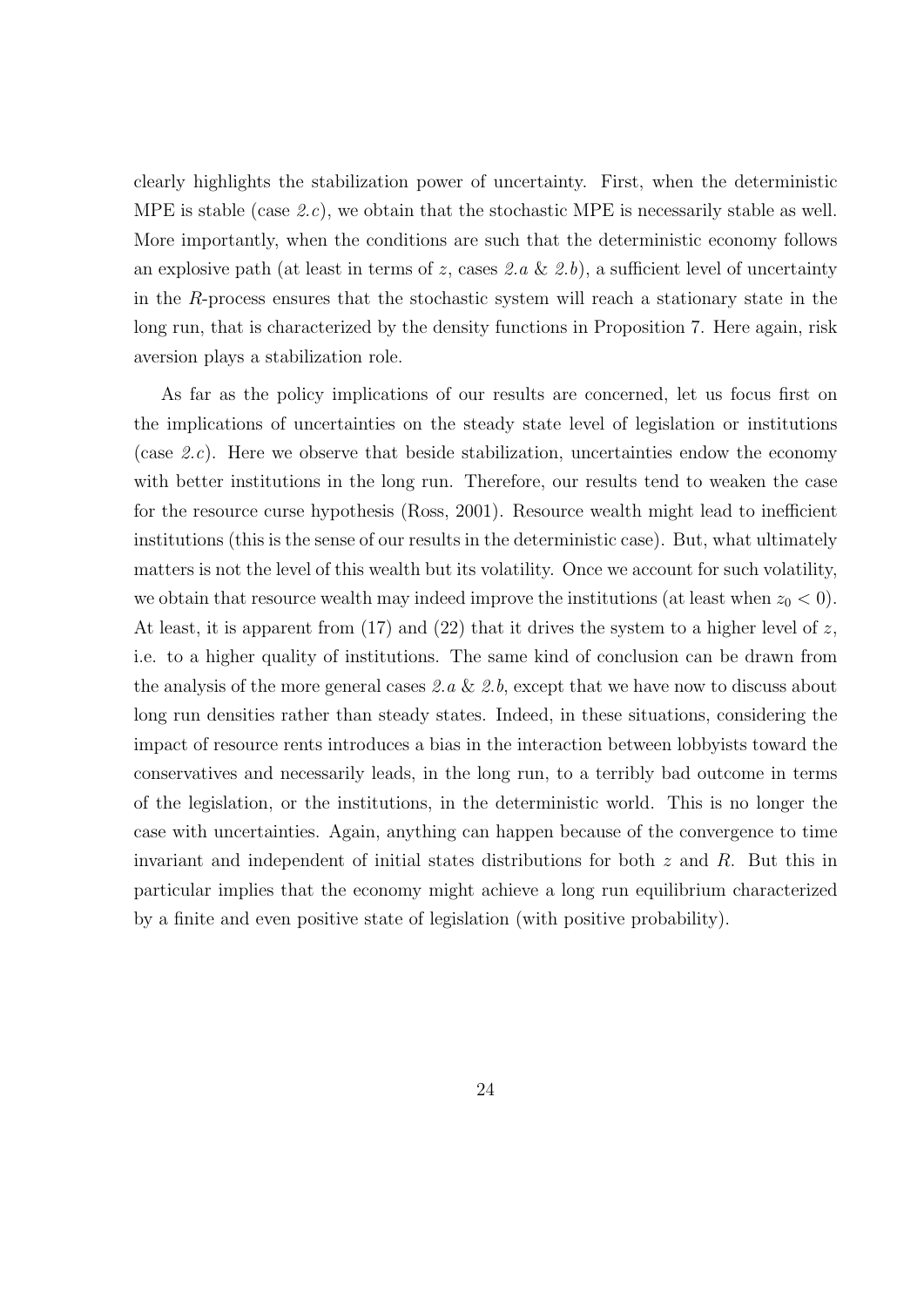clearly highlights the stabilization power of uncertainty. First, when the deterministic MPE is stable (case *2.c*), we obtain that the stochastic MPE is necessarily stable as well. More importantly, when the conditions are such that the deterministic economy follows an explosive path (at least in terms of $z$, cases *2.a* & *2.b*), a sufficient level of uncertainty in the $R$-process ensures that the stochastic system will reach a stationary state in the long run, that is characterized by the density functions in Proposition 7. Here again, risk aversion plays a stabilization role.

As far as the policy implications of our results are concerned, let us focus first on the implications of uncertainties on the steady state level of legislation or institutions (case *2.c*). Here we observe that beside stabilization, uncertainties endow the economy with better institutions in the long run. Therefore, our results tend to weaken the case for the resource curse hypothesis (Ross, 2001). Resource wealth might lead to inefficient institutions (this is the sense of our results in the deterministic case). But, what ultimately matters is not the level of this wealth but its volatility. Once we account for such volatility, we obtain that resource wealth may indeed improve the institutions (at least when $z_0 < 0$). At least, it is apparent from (17) and (22) that it drives the system to a higher level of $z$, i.e. to a higher quality of institutions. The same kind of conclusion can be drawn from the analysis of the more general cases *2.a* & *2.b*, except that we have now to discuss about long run densities rather than steady states. Indeed, in these situations, considering the impact of resource rents introduces a bias in the interaction between lobbyists toward the conservatives and necessarily leads, in the long run, to a terribly bad outcome in terms of the legislation, or the institutions, in the deterministic world. This is no longer the case with uncertainties. Again, anything can happen because of the convergence to time invariant and independent of initial states distributions for both $z$ and $R$. But this in particular implies that the economy might achieve a long run equilibrium characterized by a finite and even positive state of legislation (with positive probability).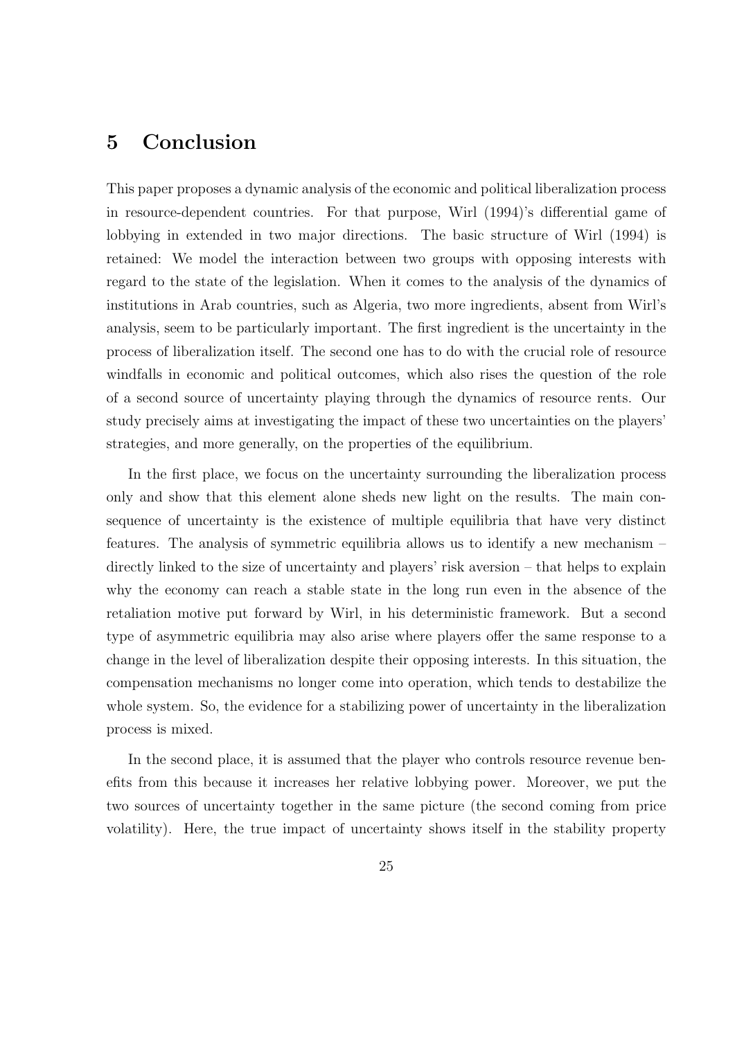## 5 Conclusion

This paper proposes a dynamic analysis of the economic and political liberalization process in resource-dependent countries. For that purpose, Wirl (1994)'s differential game of lobbying in extended in two major directions. The basic structure of Wirl (1994) is retained: We model the interaction between two groups with opposing interests with regard to the state of the legislation. When it comes to the analysis of the dynamics of institutions in Arab countries, such as Algeria, two more ingredients, absent from Wirl's analysis, seem to be particularly important. The first ingredient is the uncertainty in the process of liberalization itself. The second one has to do with the crucial role of resource windfalls in economic and political outcomes, which also rises the question of the role of a second source of uncertainty playing through the dynamics of resource rents. Our study precisely aims at investigating the impact of these two uncertainties on the players' strategies, and more generally, on the properties of the equilibrium.

In the first place, we focus on the uncertainty surrounding the liberalization process only and show that this element alone sheds new light on the results. The main consequence of uncertainty is the existence of multiple equilibria that have very distinct features. The analysis of symmetric equilibria allows us to identify a new mechanism – directly linked to the size of uncertainty and players' risk aversion – that helps to explain why the economy can reach a stable state in the long run even in the absence of the retaliation motive put forward by Wirl, in his deterministic framework. But a second type of asymmetric equilibria may also arise where players offer the same response to a change in the level of liberalization despite their opposing interests. In this situation, the compensation mechanisms no longer come into operation, which tends to destabilize the whole system. So, the evidence for a stabilizing power of uncertainty in the liberalization process is mixed.

In the second place, it is assumed that the player who controls resource revenue benefits from this because it increases her relative lobbying power. Moreover, we put the two sources of uncertainty together in the same picture (the second coming from price volatility). Here, the true impact of uncertainty shows itself in the stability property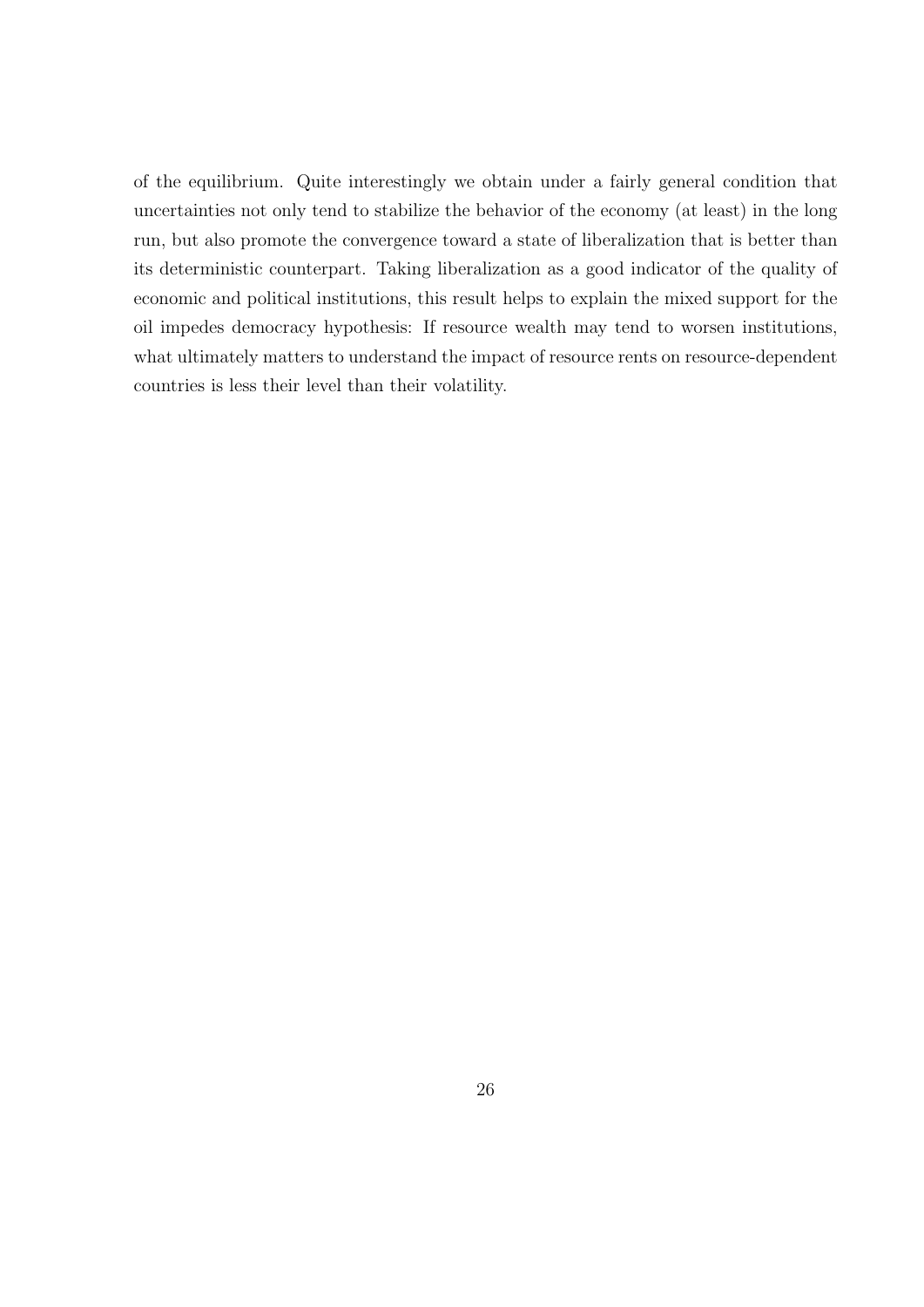of the equilibrium. Quite interestingly we obtain under a fairly general condition that uncertainties not only tend to stabilize the behavior of the economy (at least) in the long run, but also promote the convergence toward a state of liberalization that is better than its deterministic counterpart. Taking liberalization as a good indicator of the quality of economic and political institutions, this result helps to explain the mixed support for the oil impedes democracy hypothesis: If resource wealth may tend to worsen institutions, what ultimately matters to understand the impact of resource rents on resource-dependent countries is less their level than their volatility.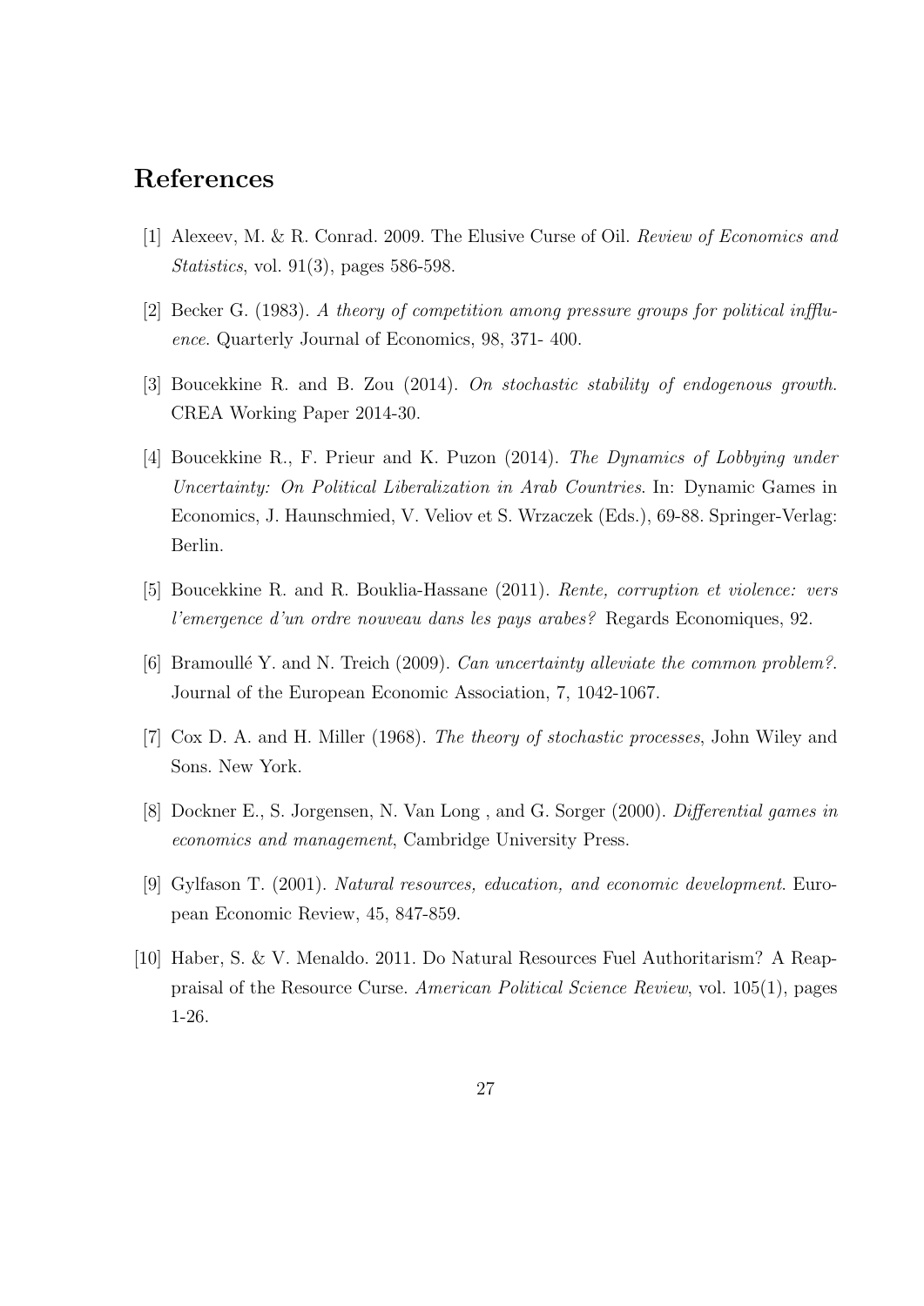# References

[1] Alexeev, M. & R. Conrad. 2009. The Elusive Curse of Oil. *Review of Economics and Statistics*, vol. 91(3), pages 586-598.

[2] Becker G. (1983). *A theory of competition among pressure groups for political inffluence*. Quarterly Journal of Economics, 98, 371- 400.

[3] Boucekkine R. and B. Zou (2014). *On stochastic stability of endogenous growth*. CREA Working Paper 2014-30.

[4] Boucekkine R., F. Prieur and K. Puzon (2014). *The Dynamics of Lobbying under Uncertainty: On Political Liberalization in Arab Countries*. In: Dynamic Games in Economics, J. Haunschmied, V. Veliov et S. Wrzaczek (Eds.), 69-88. Springer-Verlag: Berlin.

[5] Boucekkine R. and R. Bouklia-Hassane (2011). *Rente, corruption et violence: vers l'emergence d'un ordre nouveau dans les pays arabes?* Regards Economiques, 92.

[6] Bramoullé Y. and N. Treich (2009). *Can uncertainty alleviate the common problem?*. Journal of the European Economic Association, 7, 1042-1067.

[7] Cox D. A. and H. Miller (1968). *The theory of stochastic processes*, John Wiley and Sons. New York.

[8] Dockner E., S. Jorgensen, N. Van Long , and G. Sorger (2000). *Differential games in economics and management*, Cambridge University Press.

[9] Gylfason T. (2001). *Natural resources, education, and economic development*. European Economic Review, 45, 847-859.

[10] Haber, S. & V. Menaldo. 2011. Do Natural Resources Fuel Authoritarism? A Reappraisal of the Resource Curse. *American Political Science Review*, vol. 105(1), pages 1-26.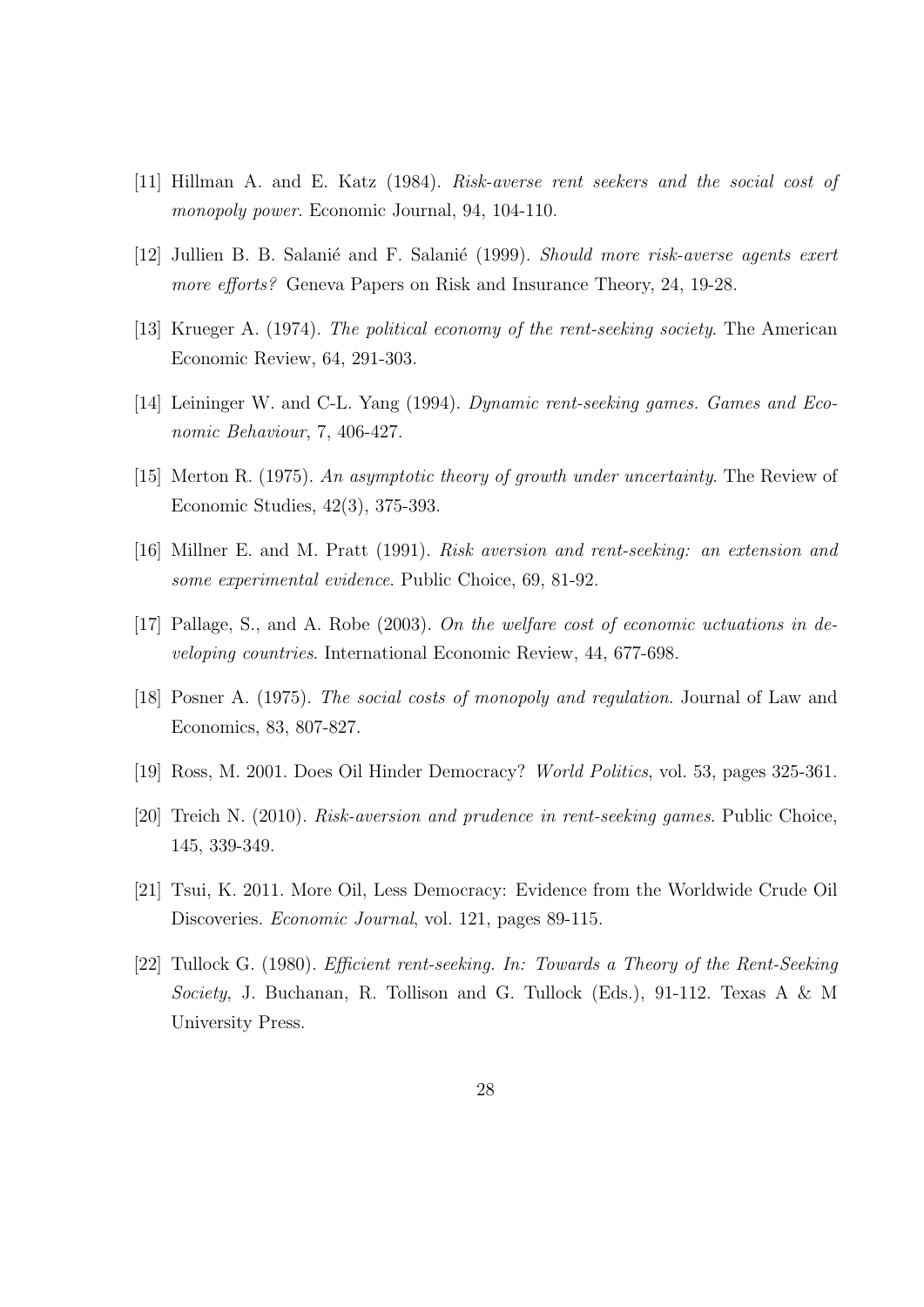[11] Hillman A. and E. Katz (1984). *Risk-averse rent seekers and the social cost of monopoly power*. Economic Journal, 94, 104-110.

[12] Jullien B. B. Salanié and F. Salanié (1999). *Should more risk-averse agents exert more efforts?* Geneva Papers on Risk and Insurance Theory, 24, 19-28.

[13] Krueger A. (1974). *The political economy of the rent-seeking society*. The American Economic Review, 64, 291-303.

[14] Leininger W. and C-L. Yang (1994). *Dynamic rent-seeking games. Games and Economic Behaviour*, 7, 406-427.

[15] Merton R. (1975). *An asymptotic theory of growth under uncertainty*. The Review of Economic Studies, 42(3), 375-393.

[16] Millner E. and M. Pratt (1991). *Risk aversion and rent-seeking: an extension and some experimental evidence*. Public Choice, 69, 81-92.

[17] Pallage, S., and A. Robe (2003). *On the welfare cost of economic uctuations in developing countries*. International Economic Review, 44, 677-698.

[18] Posner A. (1975). *The social costs of monopoly and regulation*. Journal of Law and Economics, 83, 807-827.

[19] Ross, M. 2001. Does Oil Hinder Democracy? *World Politics*, vol. 53, pages 325-361.

[20] Treich N. (2010). *Risk-aversion and prudence in rent-seeking games*. Public Choice, 145, 339-349.

[21] Tsui, K. 2011. More Oil, Less Democracy: Evidence from the Worldwide Crude Oil Discoveries. *Economic Journal*, vol. 121, pages 89-115.

[22] Tullock G. (1980). *Efficient rent-seeking. In: Towards a Theory of the Rent-Seeking Society*, J. Buchanan, R. Tollison and G. Tullock (Eds.), 91-112. Texas A & M University Press.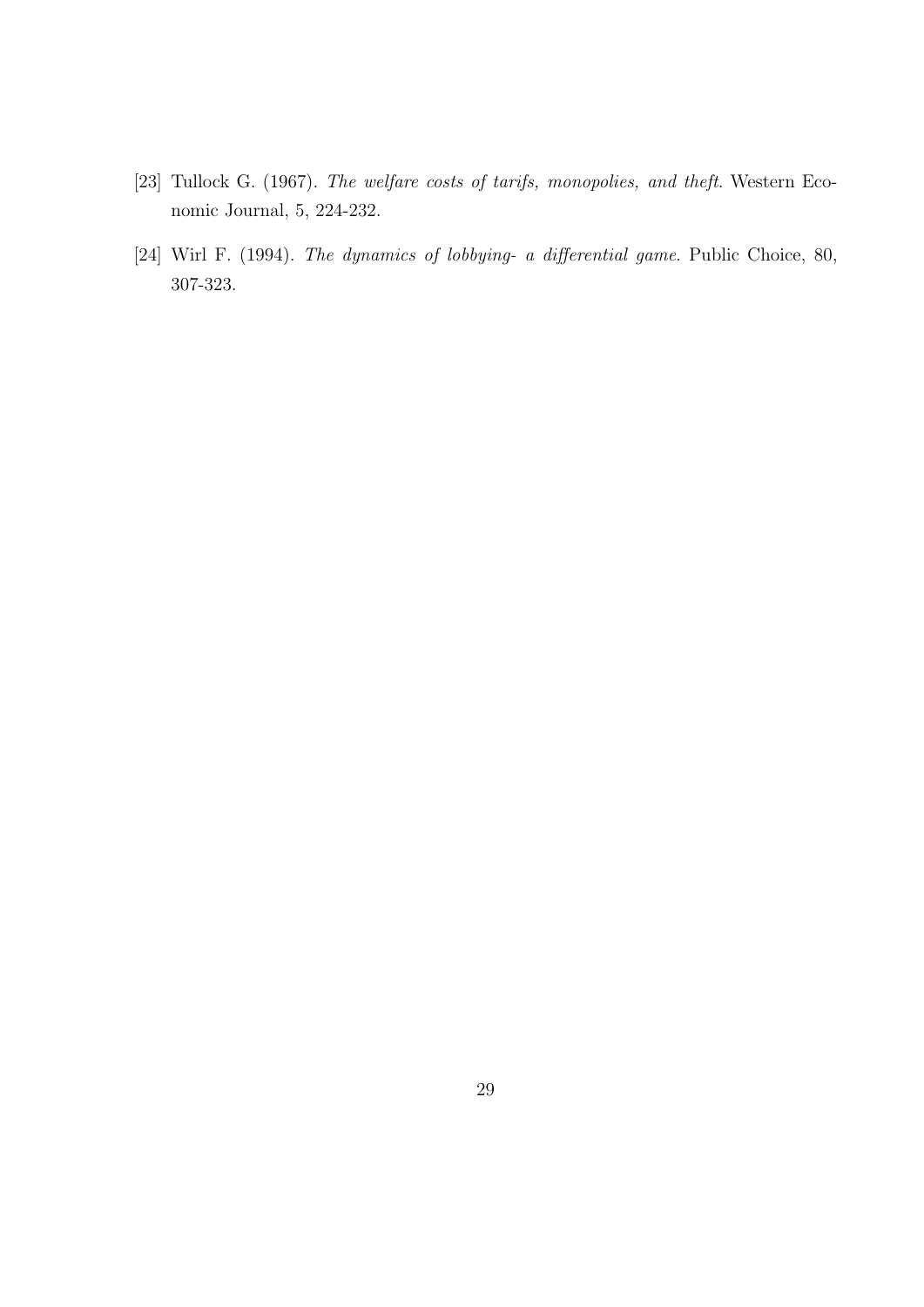[23] Tullock G. (1967). *The welfare costs of tarifs, monopolies, and theft.* Western Economic Journal, 5, 224-232.

[24] Wirl F. (1994). *The dynamics of lobbying- a differential game.* Public Choice, 80, 307-323.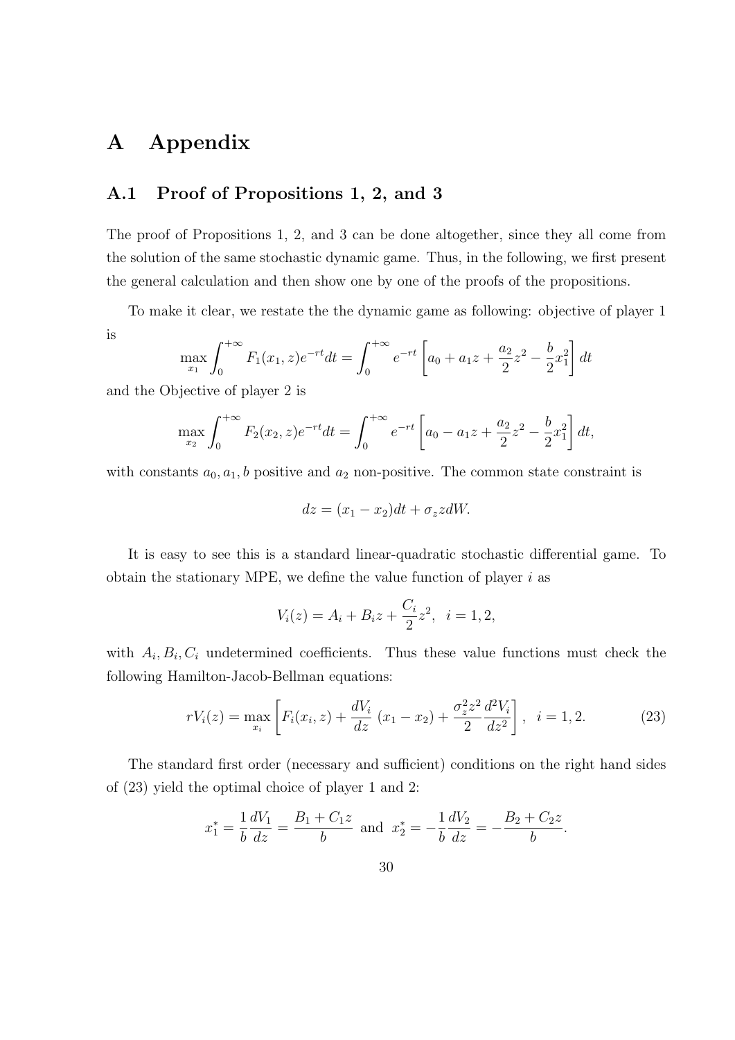# A Appendix

## A.1 Proof of Propositions 1, 2, and 3

The proof of Propositions 1, 2, and 3 can be done altogether, since they all come from the solution of the same stochastic dynamic game. Thus, in the following, we first present the general calculation and then show one by one of the proofs of the propositions.

To make it clear, we restate the the dynamic game as following: objective of player 1 is

$$\max_{x_1} \int_0^{+\infty} F_1(x_1, z) e^{-rt} dt = \int_0^{+\infty} e^{-rt} \left[ a_0 + a_1 z + \frac{a_2}{2} z^2 - \frac{b}{2} x_1^2 \right] dt$$

and the Objective of player 2 is

$$\max_{x_2} \int_0^{+\infty} F_2(x_2, z) e^{-rt} dt = \int_0^{+\infty} e^{-rt} \left[ a_0 - a_1 z + \frac{a_2}{2} z^2 - \frac{b}{2} x_1^2 \right] dt,$$

with constants $a_0, a_1, b$ positive and $a_2$ non-positive. The common state constraint is

$$dz = (x_1 - x_2) dt + \sigma_z z dW.$$

It is easy to see this is a standard linear-quadratic stochastic differential game. To obtain the stationary MPE, we define the value function of player $i$ as

$$V_i(z) = A_i + B_i z + \frac{C_i}{2} z^2, \quad i = 1, 2,$$

with $A_i, B_i, C_i$ undetermined coefficients. Thus these value functions must check the following Hamilton-Jacob-Bellman equations:

$$rV_i(z) = \max_{x_i} \left[ F_i(x_i, z) + \frac{dV_i}{dz} \ (x_1 - x_2) + \frac{\sigma_z^2 z^2}{2} \frac{d^2 V_i}{dz^2} \right], \quad i = 1, 2. \tag{23}$$

The standard first order (necessary and sufficient) conditions on the right hand sides of (23) yield the optimal choice of player 1 and 2:

$$x_1^* = \frac{1}{b} \frac{dV_1}{dz} = \frac{B_1 + C_1 z}{b} \ \text{ and } \ x_2^* = -\frac{1}{b} \frac{dV_2}{dz} = -\frac{B_2 + C_2 z}{b}.$$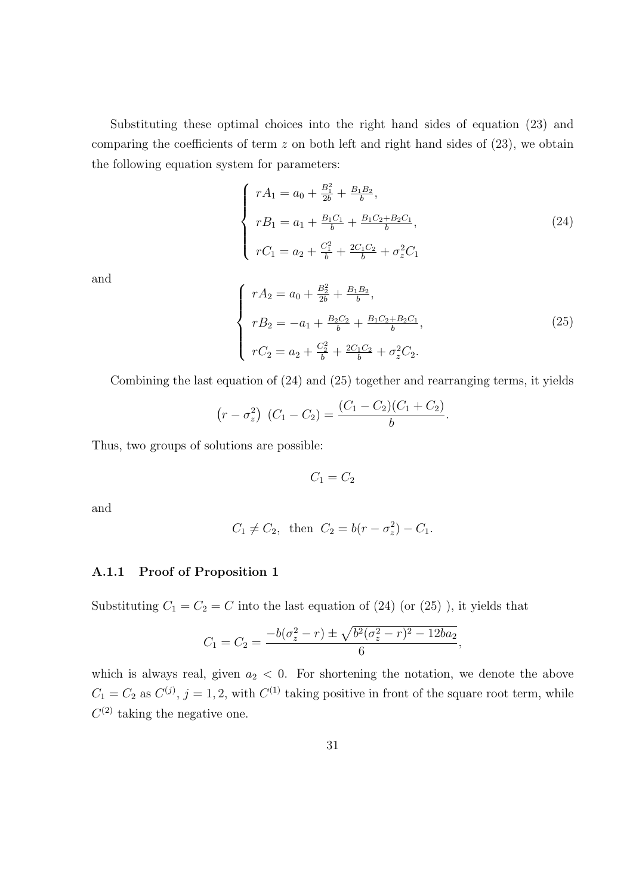Substituting these optimal choices into the right hand sides of equation (23) and comparing the coefficients of term $z$ on both left and right hand sides of (23), we obtain the following equation system for parameters:

$$
\begin{cases}
rA_1 = a_0 + \frac{B_1^2}{2b} + \frac{B_1 B_2}{b}, \\
rB_1 = a_1 + \frac{B_1 C_1}{b} + \frac{B_1 C_2 + B_2 C_1}{b}, \\
rC_1 = a_2 + \frac{C_1^2}{b} + \frac{2C_1 C_2}{b} + \sigma_z^2 C_1
\end{cases}
\tag{24}
$$

and

$$
\begin{cases}
rA_2 = a_0 + \frac{B_2^2}{2b} + \frac{B_1 B_2}{b}, \\
rB_2 = -a_1 + \frac{B_2 C_2}{b} + \frac{B_1 C_2 + B_2 C_1}{b}, \\
rC_2 = a_2 + \frac{C_2^2}{b} + \frac{2C_1 C_2}{b} + \sigma_z^2 C_2.
\end{cases}
\tag{25}
$$

Combining the last equation of (24) and (25) together and rearranging terms, it yields

$$
\left(r - \sigma_z^2\right)\,(C_1 - C_2) = \frac{(C_1 - C_2)(C_1 + C_2)}{b}.
$$

Thus, two groups of solutions are possible:

$$
C_1 = C_2
$$

and

$$
C_1 \neq C_2, \ \text{ then } \ C_2 = b(r - \sigma_z^2) - C_1.
$$

### A.1.1 Proof of Proposition 1

Substituting $C_1 = C_2 = C$ into the last equation of (24) (or (25) ), it yields that

$$
C_1 = C_2 = \frac{-b(\sigma_z^2 - r) \pm \sqrt{b^2(\sigma_z^2 - r)^2 - 12ba_2}}{6},
$$

which is always real, given $a_2 < 0$. For shortening the notation, we denote the above $C_1 = C_2$ as $C^{(j)}$, $j = 1, 2$, with $C^{(1)}$ taking positive in front of the square root term, while $C^{(2)}$ taking the negative one.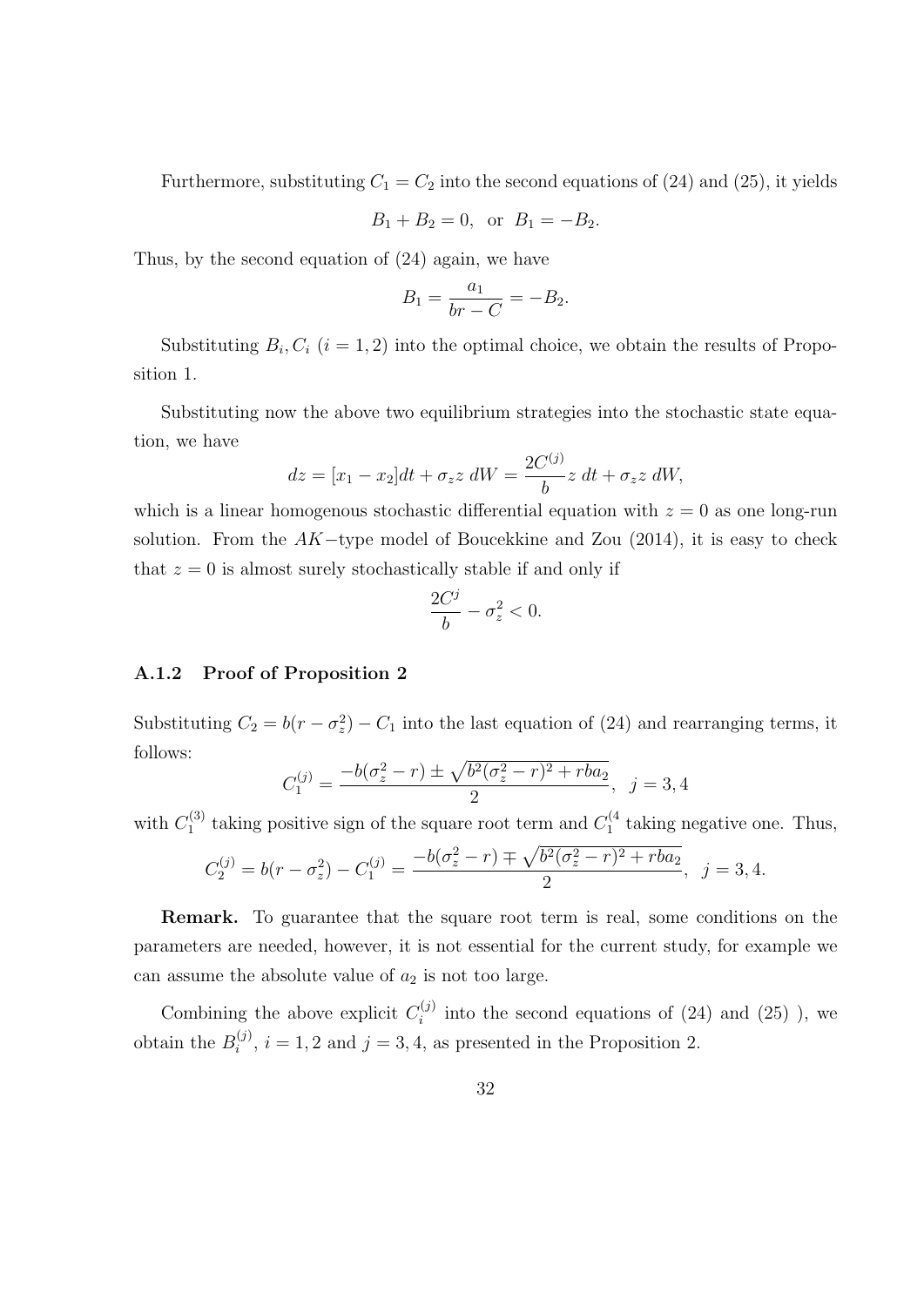Furthermore, substituting $C_1 = C_2$ into the second equations of (24) and (25), it yields

$$B_1 + B_2 = 0, \text{ or } B_1 = -B_2.$$

Thus, by the second equation of (24) again, we have

$$B_1 = \frac{a_1}{br - C} = -B_2.$$

Substituting $B_i, C_i$ $(i = 1, 2)$ into the optimal choice, we obtain the results of Proposition 1.

Substituting now the above two equilibrium strategies into the stochastic state equation, we have

$$dz = [x_1 - x_2]dt + \sigma_z z\, dW = \frac{2C^{(j)}}{b} z\, dt + \sigma_z z\, dW,$$

which is a linear homogenous stochastic differential equation with $z = 0$ as one long-run solution. From the $AK-$type model of Boucekkine and Zou (2014), it is easy to check that $z = 0$ is almost surely stochastically stable if and only if

$$\frac{2C^j}{b} - \sigma_z^2 < 0.$$

### A.1.2 Proof of Proposition 2

Substituting $C_2 = b(r - \sigma_z^2) - C_1$ into the last equation of (24) and rearranging terms, it follows:

$$C_1^{(j)} = \frac{-b(\sigma_z^2 - r) \pm \sqrt{b^2(\sigma_z^2 - r)^2 + rba_2}}{2}, \quad j = 3, 4$$

with $C_1^{(3)}$ taking positive sign of the square root term and $C_1^{(4}$ taking negative one. Thus,

$$C_2^{(j)} = b(r - \sigma_z^2) - C_1^{(j)} = \frac{-b(\sigma_z^2 - r) \mp \sqrt{b^2(\sigma_z^2 - r)^2 + rba_2}}{2}, \quad j = 3, 4.$$

**Remark.** To guarantee that the square root term is real, some conditions on the parameters are needed, however, it is not essential for the current study, for example we can assume the absolute value of $a_2$ is not too large.

Combining the above explicit $C_i^{(j)}$ into the second equations of (24) and (25) ), we obtain the $B_i^{(j)}$, $i = 1, 2$ and $j = 3, 4$, as presented in the Proposition 2.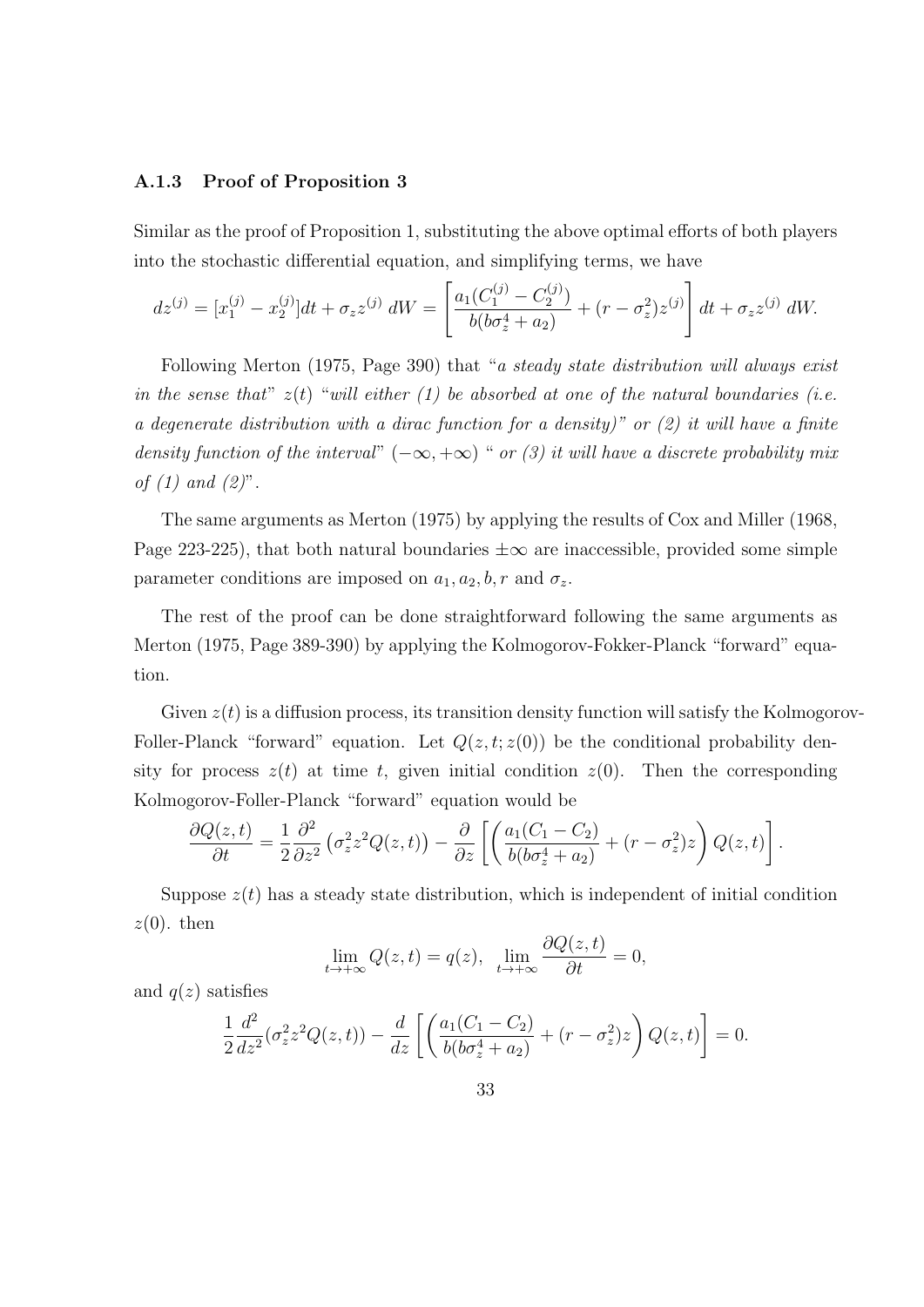### A.1.3 Proof of Proposition 3

Similar as the proof of Proposition 1, substituting the above optimal efforts of both players into the stochastic differential equation, and simplifying terms, we have

$$dz^{(j)} = [x_1^{(j)} - x_2^{(j)}]dt + \sigma_z z^{(j)}\, dW = \left[ \frac{a_1(C_1^{(j)} - C_2^{(j)})}{b(b\sigma_z^4 + a_2)} + (r - \sigma_z^2)z^{(j)} \right] dt + \sigma_z z^{(j)}\, dW.$$

Following Merton (1975, Page 390) that "*a steady state distribution will always exist in the sense that*" $z(t)$ "*will either (1) be absorbed at one of the natural boundaries (i.e. a degenerate distribution with a dirac function for a density)" or (2) it will have a finite density function of the interval*" $(-\infty, +\infty)$ " *or (3) it will have a discrete probability mix of (1) and (2)*".

The same arguments as Merton (1975) by applying the results of Cox and Miller (1968, Page 223-225), that both natural boundaries $\pm\infty$ are inaccessible, provided some simple parameter conditions are imposed on $a_1, a_2, b, r$ and $\sigma_z$.

The rest of the proof can be done straightforward following the same arguments as Merton (1975, Page 389-390) by applying the Kolmogorov-Fokker-Planck "forward" equation.

Given $z(t)$ is a diffusion process, its transition density function will satisfy the Kolmogorov-Foller-Planck "forward" equation. Let $Q(z, t; z(0))$ be the conditional probability density for process $z(t)$ at time $t$, given initial condition $z(0)$. Then the corresponding Kolmogorov-Foller-Planck "forward" equation would be

$$\frac{\partial Q(z,t)}{\partial t} = \frac{1}{2}\frac{\partial^2}{\partial z^2}\left(\sigma_z^2 z^2 Q(z,t)\right) - \frac{\partial}{\partial z}\left[\left(\frac{a_1(C_1 - C_2)}{b(b\sigma_z^4 + a_2)} + (r - \sigma_z^2)z\right) Q(z,t)\right].$$

Suppose $z(t)$ has a steady state distribution, which is independent of initial condition $z(0)$. then

$$\lim_{t \to +\infty} Q(z,t) = q(z), \quad \lim_{t \to +\infty} \frac{\partial Q(z,t)}{\partial t} = 0,$$

and $q(z)$ satisfies

$$\frac{1}{2}\frac{d^2}{dz^2}(\sigma_z^2 z^2 Q(z,t)) - \frac{d}{dz}\left[\left(\frac{a_1(C_1 - C_2)}{b(b\sigma_z^4 + a_2)} + (r - \sigma_z^2)z\right) Q(z,t)\right] = 0.$$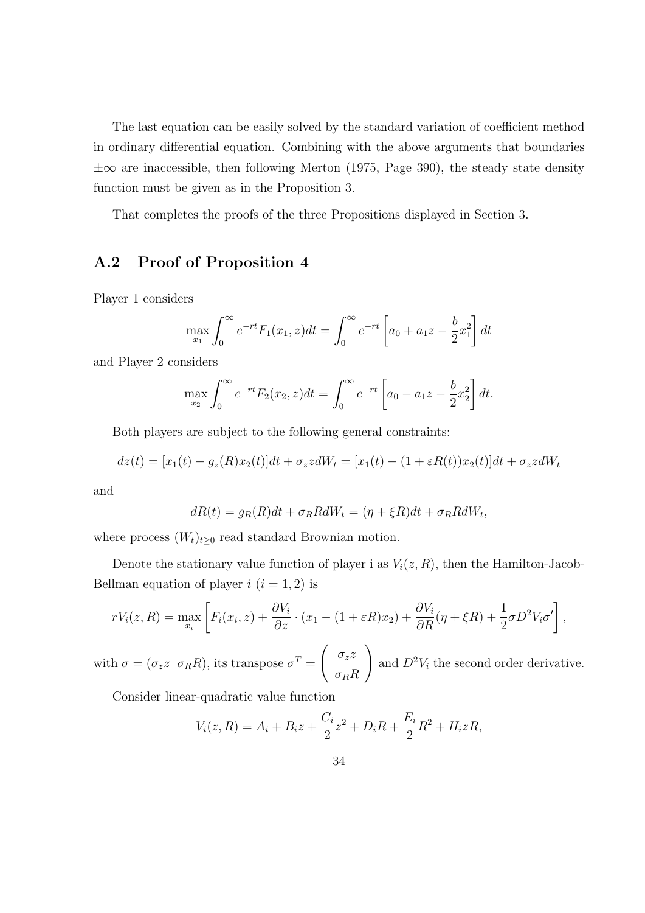The last equation can be easily solved by the standard variation of coefficient method in ordinary differential equation. Combining with the above arguments that boundaries $\pm\infty$ are inaccessible, then following Merton (1975, Page 390), the steady state density function must be given as in the Proposition 3.

That completes the proofs of the three Propositions displayed in Section 3.

## A.2 Proof of Proposition 4

Player 1 considers

$$\max_{x_1} \int_0^\infty e^{-rt} F_1(x_1, z)dt = \int_0^\infty e^{-rt} \left[ a_0 + a_1 z - \frac{b}{2} x_1^2 \right] dt$$

and Player 2 considers

$$\max_{x_2} \int_0^\infty e^{-rt} F_2(x_2, z)dt = \int_0^\infty e^{-rt} \left[ a_0 - a_1 z - \frac{b}{2} x_2^2 \right] dt.$$

Both players are subject to the following general constraints:

$$dz(t) = [x_1(t) - g_z(R)x_2(t)]dt + \sigma_z z dW_t = [x_1(t) - (1 + \varepsilon R(t))x_2(t)]dt + \sigma_z z dW_t$$

and

$$dR(t) = g_R(R)dt + \sigma_R R dW_t = (\eta + \xi R)dt + \sigma_R R dW_t,$$

where process $(W_t)_{t\geq 0}$ read standard Brownian motion.

Denote the stationary value function of player i as $V_i(z, R)$, then the Hamilton-Jacob-Bellman equation of player $i$ $(i = 1, 2)$ is

$$rV_i(z, R) = \max_{x_i} \left[ F_i(x_i, z) + \frac{\partial V_i}{\partial z} \cdot (x_1 - (1 + \varepsilon R)x_2) + \frac{\partial V_i}{\partial R}(\eta + \xi R) + \frac{1}{2} \sigma D^2 V_i \sigma' \right],$$

with $\sigma = (\sigma_z z \ \ \sigma_R R)$, its transpose $\sigma^T = \begin{pmatrix} \sigma_z z \\ \sigma_R R \end{pmatrix}$ and $D^2 V_i$ the second order derivative.

Consider linear-quadratic value function

$$V_i(z, R) = A_i + B_i z + \frac{C_i}{2} z^2 + D_i R + \frac{E_i}{2} R^2 + H_i z R,$$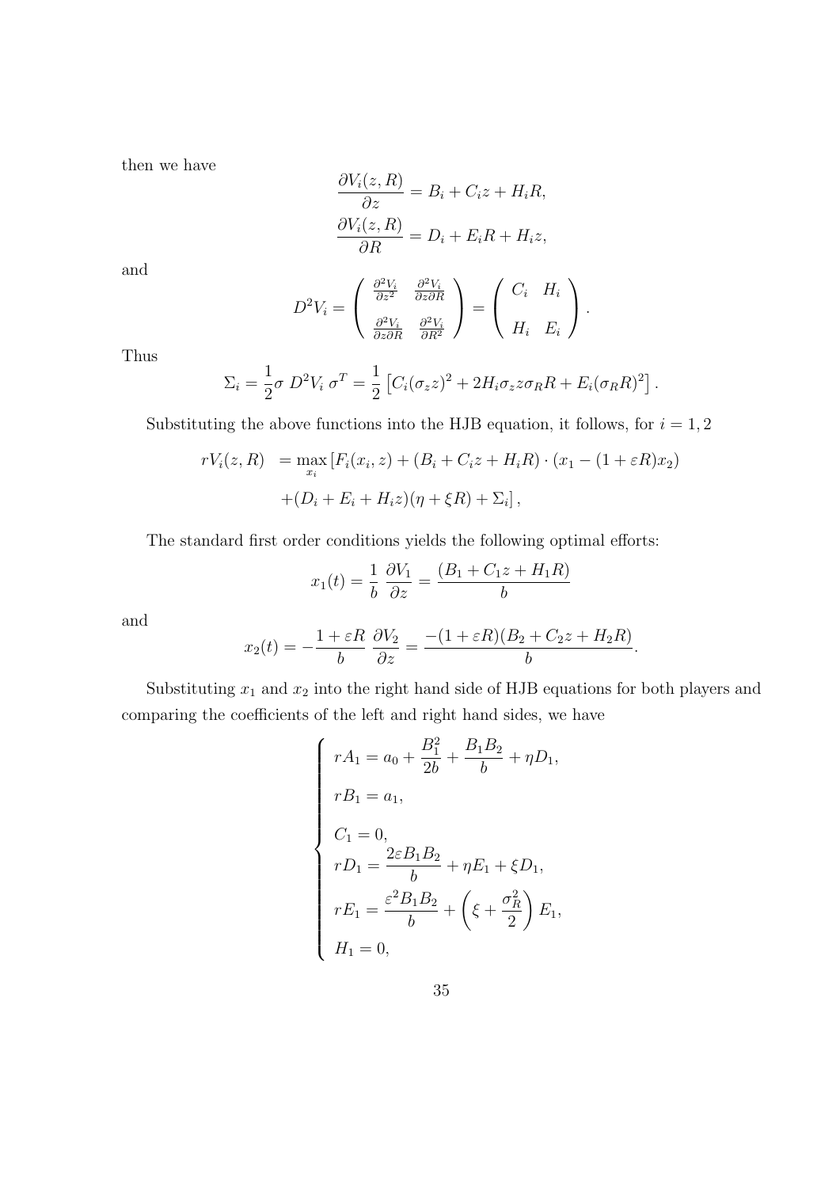then we have

$$\frac{\partial V_i(z,R)}{\partial z} = B_i + C_i z + H_i R,$$
$$\frac{\partial V_i(z,R)}{\partial R} = D_i + E_i R + H_i z,$$

and

$$D^2 V_i = \left( \begin{array}{cc} \frac{\partial^2 V_i}{\partial z^2} & \frac{\partial^2 V_i}{\partial z \partial R} \\ \frac{\partial^2 V_i}{\partial z \partial R} & \frac{\partial^2 V_i}{\partial R^2} \end{array} \right) = \left( \begin{array}{cc} C_i & H_i \\ H_i & E_i \end{array} \right).$$

Thus

$$\Sigma_i = \frac{1}{2}\sigma \ D^2 V_i \ \sigma^T = \frac{1}{2}\left[C_i(\sigma_z z)^2 + 2H_i \sigma_z z \sigma_R R + E_i(\sigma_R R)^2\right].$$

Substituting the above functions into the HJB equation, it follows, for $i = 1, 2$

$$\begin{aligned} rV_i(z,R) \ &= \max_{x_i} \left[F_i(x_i, z) + (B_i + C_i z + H_i R) \cdot (x_1 - (1 + \varepsilon R)x_2) \right. \\ &\quad \left. + (D_i + E_i + H_i z)(\eta + \xi R) + \Sigma_i\right], \end{aligned}$$

The standard first order conditions yields the following optimal efforts:

$$x_1(t) = \frac{1}{b}\ \frac{\partial V_1}{\partial z} = \frac{(B_1 + C_1 z + H_1 R)}{b}$$

and

$$x_2(t) = -\frac{1 + \varepsilon R}{b}\ \frac{\partial V_2}{\partial z} = \frac{-(1 + \varepsilon R)(B_2 + C_2 z + H_2 R)}{b}.$$

Substituting $x_1$ and $x_2$ into the right hand side of HJB equations for both players and comparing the coefficients of the left and right hand sides, we have

$$\begin{cases} rA_1 = a_0 + \dfrac{B_1^2}{2b} + \dfrac{B_1 B_2}{b} + \eta D_1, \\ rB_1 = a_1, \\ C_1 = 0, \\ rD_1 = \dfrac{2\varepsilon B_1 B_2}{b} + \eta E_1 + \xi D_1, \\ rE_1 = \dfrac{\varepsilon^2 B_1 B_2}{b} + \left(\xi + \dfrac{\sigma_R^2}{2}\right) E_1, \\ H_1 = 0, \end{cases}$$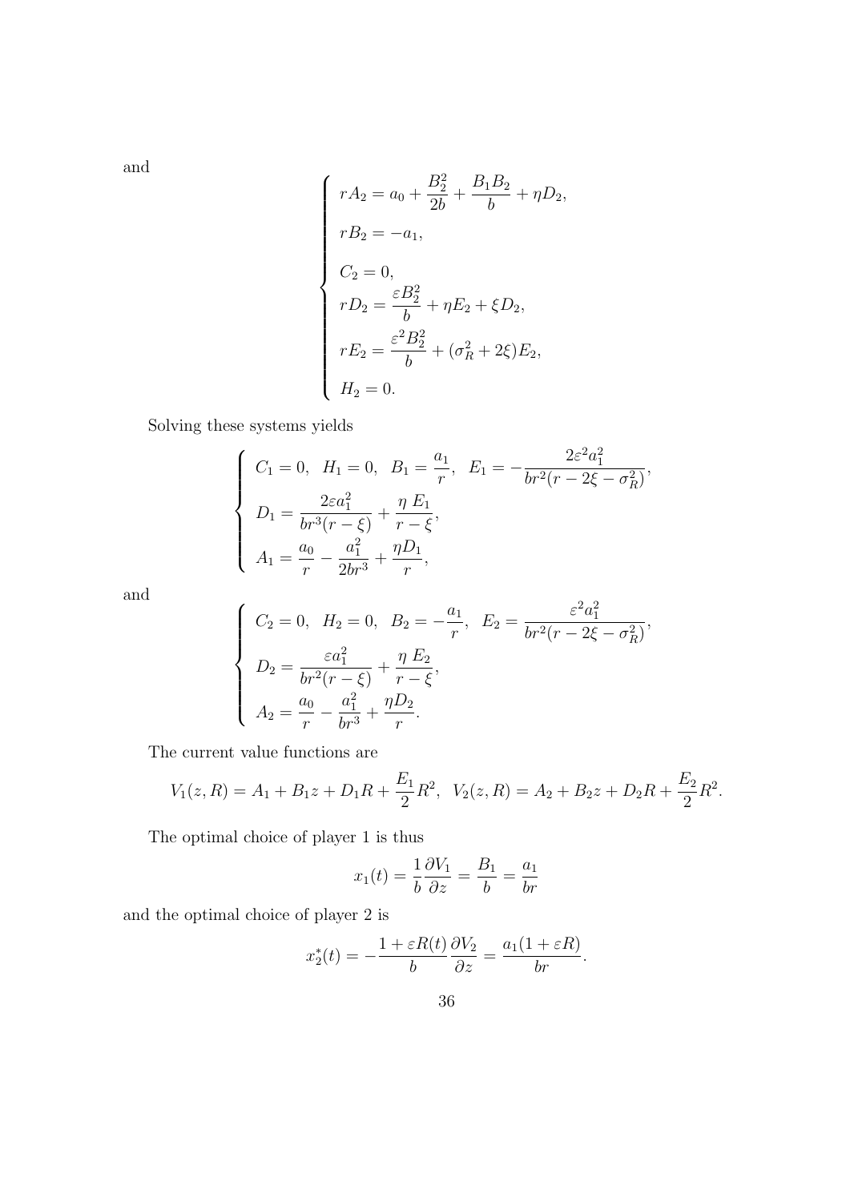and

$$
\begin{cases}
rA_2 = a_0 + \dfrac{B_2^2}{2b} + \dfrac{B_1 B_2}{b} + \eta D_2, \\
rB_2 = -a_1, \\
C_2 = 0, \\
rD_2 = \dfrac{\varepsilon B_2^2}{b} + \eta E_2 + \xi D_2, \\
rE_2 = \dfrac{\varepsilon^2 B_2^2}{b} + (\sigma_R^2 + 2\xi) E_2, \\
H_2 = 0.
\end{cases}
$$

Solving these systems yields

$$
\begin{cases}
C_1 = 0, \quad H_1 = 0, \quad B_1 = \dfrac{a_1}{r}, \quad E_1 = -\dfrac{2\varepsilon^2 a_1^2}{br^2(r - 2\xi - \sigma_R^2)}, \\
D_1 = \dfrac{2\varepsilon a_1^2}{br^3(r-\xi)} + \dfrac{\eta\, E_1}{r-\xi}, \\
A_1 = \dfrac{a_0}{r} - \dfrac{a_1^2}{2br^3} + \dfrac{\eta D_1}{r},
\end{cases}
$$

and

$$
\begin{cases}
C_2 = 0, \quad H_2 = 0, \quad B_2 = -\dfrac{a_1}{r}, \quad E_2 = \dfrac{\varepsilon^2 a_1^2}{br^2(r - 2\xi - \sigma_R^2)}, \\
D_2 = \dfrac{\varepsilon a_1^2}{br^2(r-\xi)} + \dfrac{\eta\, E_2}{r-\xi}, \\
A_2 = \dfrac{a_0}{r} - \dfrac{a_1^2}{br^3} + \dfrac{\eta D_2}{r}.
\end{cases}
$$

The current value functions are

$$
V_1(z,R) = A_1 + B_1 z + D_1 R + \frac{E_1}{2} R^2, \quad V_2(z,R) = A_2 + B_2 z + D_2 R + \frac{E_2}{2} R^2.
$$

The optimal choice of player 1 is thus

$$
x_1(t) = \frac{1}{b}\frac{\partial V_1}{\partial z} = \frac{B_1}{b} = \frac{a_1}{br}
$$

and the optimal choice of player 2 is

$$
x_2^*(t) = -\frac{1+\varepsilon R(t)}{b}\frac{\partial V_2}{\partial z} = \frac{a_1(1+\varepsilon R)}{br}.
$$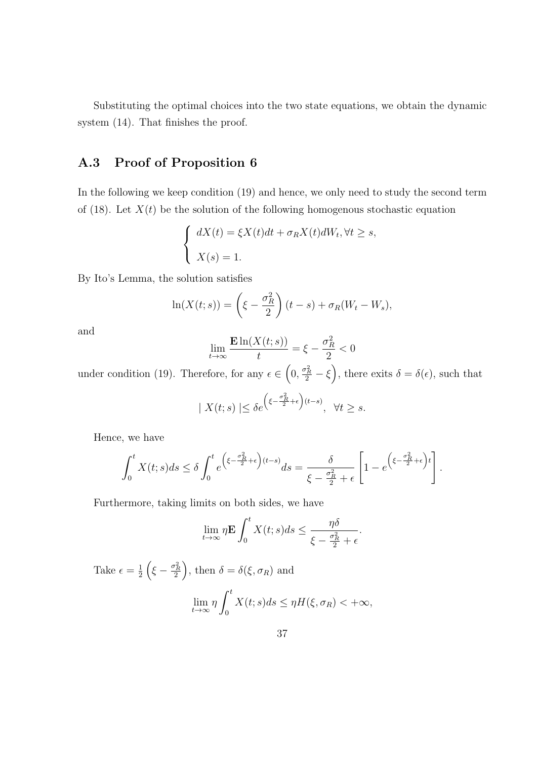Substituting the optimal choices into the two state equations, we obtain the dynamic system (14). That finishes the proof.

## A.3 Proof of Proposition 6

In the following we keep condition (19) and hence, we only need to study the second term of (18). Let $X(t)$ be the solution of the following homogenous stochastic equation

$$
\begin{cases} dX(t) = \xi X(t)dt + \sigma_R X(t)dW_t, \forall t \geq s, \\ X(s) = 1. \end{cases}
$$

By Ito's Lemma, the solution satisfies

$$
\ln(X(t;s)) = \left(\xi - \frac{\sigma_R^2}{2}\right)(t-s) + \sigma_R(W_t - W_s),
$$

and

$$
\lim_{t\to\infty} \frac{\mathbf{E}\ln(X(t;s))}{t} = \xi - \frac{\sigma_R^2}{2} < 0
$$

under condition (19). Therefore, for any $\epsilon \in \left(0, \frac{\sigma_R^2}{2} - \xi\right)$, there exits $\delta = \delta(\epsilon)$, such that

$$
\mid X(t;s) \mid \leq \delta e^{\left(\xi - \frac{\sigma_R^2}{2} + \epsilon\right)(t-s)}, \quad \forall t \geq s.
$$

Hence, we have

$$
\int_0^t X(t;s)ds \leq \delta \int_0^t e^{\left(\xi - \frac{\sigma_R^2}{2} + \epsilon\right)(t-s)} ds = \frac{\delta}{\xi - \frac{\sigma_R^2}{2} + \epsilon}\left[1 - e^{\left(\xi - \frac{\sigma_R^2}{2} + \epsilon\right)t}\right].
$$

Furthermore, taking limits on both sides, we have

$$
\lim_{t\to\infty} \eta \mathbf{E} \int_0^t X(t;s)ds \leq \frac{\eta\delta}{\xi - \frac{\sigma_R^2}{2} + \epsilon}.
$$

Take $\epsilon = \frac{1}{2}\left(\xi - \frac{\sigma_R^2}{2}\right)$, then $\delta = \delta(\xi, \sigma_R)$ and

$$
\lim_{t\to\infty} \eta \int_0^t X(t;s)ds \leq \eta H(\xi, \sigma_R) < +\infty,
$$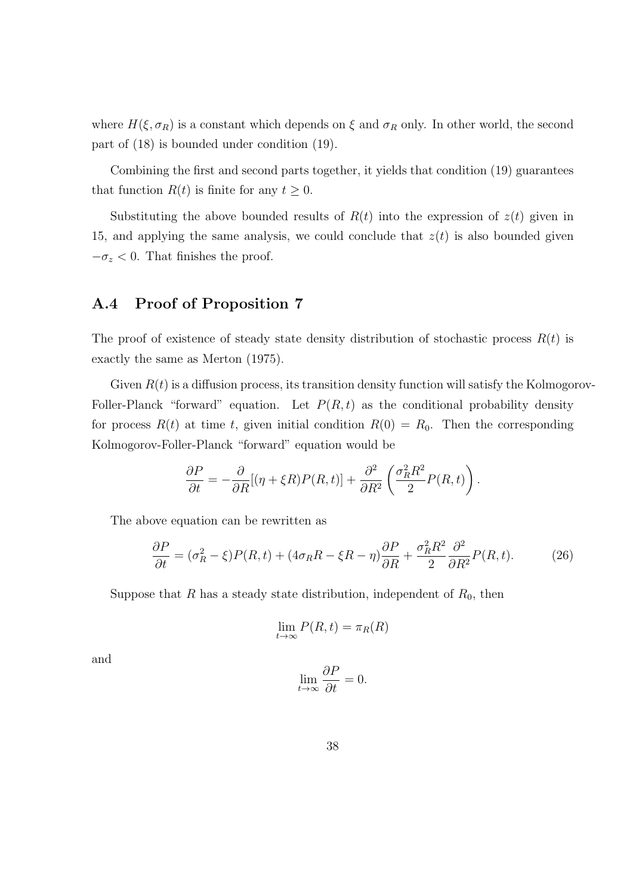where $H(\xi, \sigma_R)$ is a constant which depends on $\xi$ and $\sigma_R$ only. In other world, the second part of (18) is bounded under condition (19).

Combining the first and second parts together, it yields that condition (19) guarantees that function $R(t)$ is finite for any $t \geq 0$.

Substituting the above bounded results of $R(t)$ into the expression of $z(t)$ given in 15, and applying the same analysis, we could conclude that $z(t)$ is also bounded given $-\sigma_z < 0$. That finishes the proof.

## A.4 Proof of Proposition 7

The proof of existence of steady state density distribution of stochastic process $R(t)$ is exactly the same as Merton (1975).

Given $R(t)$ is a diffusion process, its transition density function will satisfy the Kolmogorov-Foller-Planck "forward" equation. Let $P(R,t)$ as the conditional probability density for process $R(t)$ at time $t$, given initial condition $R(0) = R_0$. Then the corresponding Kolmogorov-Foller-Planck "forward" equation would be

$$\frac{\partial P}{\partial t} = -\frac{\partial}{\partial R}[(\eta + \xi R)P(R,t)] + \frac{\partial^2}{\partial R^2}\left(\frac{\sigma_R^2 R^2}{2}P(R,t)\right).$$

The above equation can be rewritten as

$$\frac{\partial P}{\partial t} = (\sigma_R^2 - \xi)P(R,t) + (4\sigma_R R - \xi R - \eta)\frac{\partial P}{\partial R} + \frac{\sigma_R^2 R^2}{2}\frac{\partial^2}{\partial R^2}P(R,t). \tag{26}$$

Suppose that $R$ has a steady state distribution, independent of $R_0$, then

$$\lim_{t \to \infty} P(R,t) = \pi_R(R)$$

and

$$\lim_{t \to \infty} \frac{\partial P}{\partial t} = 0.$$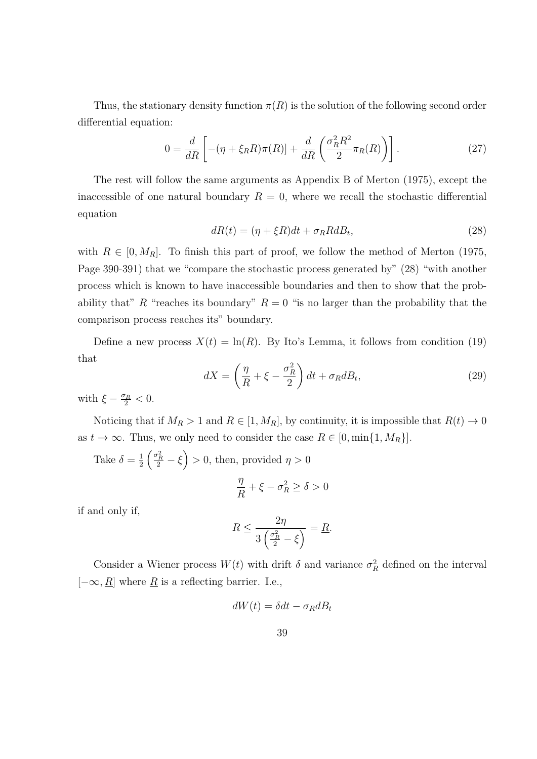Thus, the stationary density function $\pi(R)$ is the solution of the following second order differential equation:

$$0 = \frac{d}{dR}\left[-(\eta + \xi_R R)\pi(R)] + \frac{d}{dR}\left(\frac{\sigma_R^2 R^2}{2}\pi_R(R)\right)\right]. \tag{27}$$

The rest will follow the same arguments as Appendix B of Merton (1975), except the inaccessible of one natural boundary $R = 0$, where we recall the stochastic differential equation

$$dR(t) = (\eta + \xi R)dt + \sigma_R R dB_t, \tag{28}$$

with $R \in [0, M_R]$. To finish this part of proof, we follow the method of Merton (1975, Page 390-391) that we "compare the stochastic process generated by" (28) "with another process which is known to have inaccessible boundaries and then to show that the probability that" $R$ "reaches its boundary" $R = 0$ "is no larger than the probability that the comparison process reaches its" boundary.

Define a new process $X(t) = \ln(R)$. By Ito's Lemma, it follows from condition (19) that

$$dX = \left(\frac{\eta}{R} + \xi - \frac{\sigma_R^2}{2}\right)dt + \sigma_R dB_t, \tag{29}$$

with $\xi - \frac{\sigma_R}{2} < 0$.

Noticing that if $M_R > 1$ and $R \in [1, M_R]$, by continuity, it is impossible that $R(t) \to 0$ as $t \to \infty$. Thus, we only need to consider the case $R \in [0, \min\{1, M_R\}]$.

Take $\delta = \frac{1}{2}\left(\frac{\sigma_R^2}{2} - \xi\right) > 0$, then, provided $\eta > 0$

$$\frac{\eta}{R} + \xi - \sigma_R^2 \geq \delta > 0$$

if and only if,

$$R \leq \frac{2\eta}{3\left(\frac{\sigma_R^2}{2} - \xi\right)} = \underline{R}.$$

Consider a Wiener process $W(t)$ with drift $\delta$ and variance $\sigma_R^2$ defined on the interval $[-\infty, \underline{R}]$ where $\underline{R}$ is a reflecting barrier. I.e.,

$$dW(t) = \delta dt - \sigma_R dB_t$$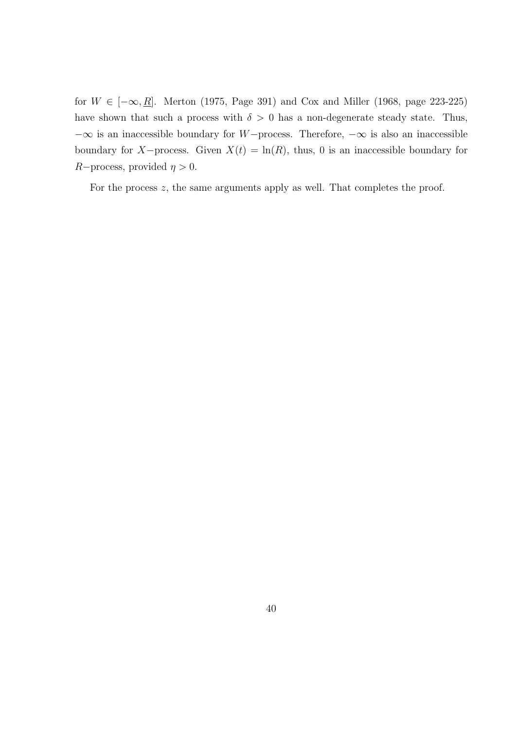for $W \in [-\infty, \underline{R}]$. Merton (1975, Page 391) and Cox and Miller (1968, page 223-225) have shown that such a process with $\delta > 0$ has a non-degenerate steady state. Thus, $-\infty$ is an inaccessible boundary for $W-$process. Therefore, $-\infty$ is also an inaccessible boundary for $X-$process. Given $X(t) = \ln(R)$, thus, 0 is an inaccessible boundary for $R-$process, provided $\eta > 0$.

For the process $z$, the same arguments apply as well. That completes the proof.